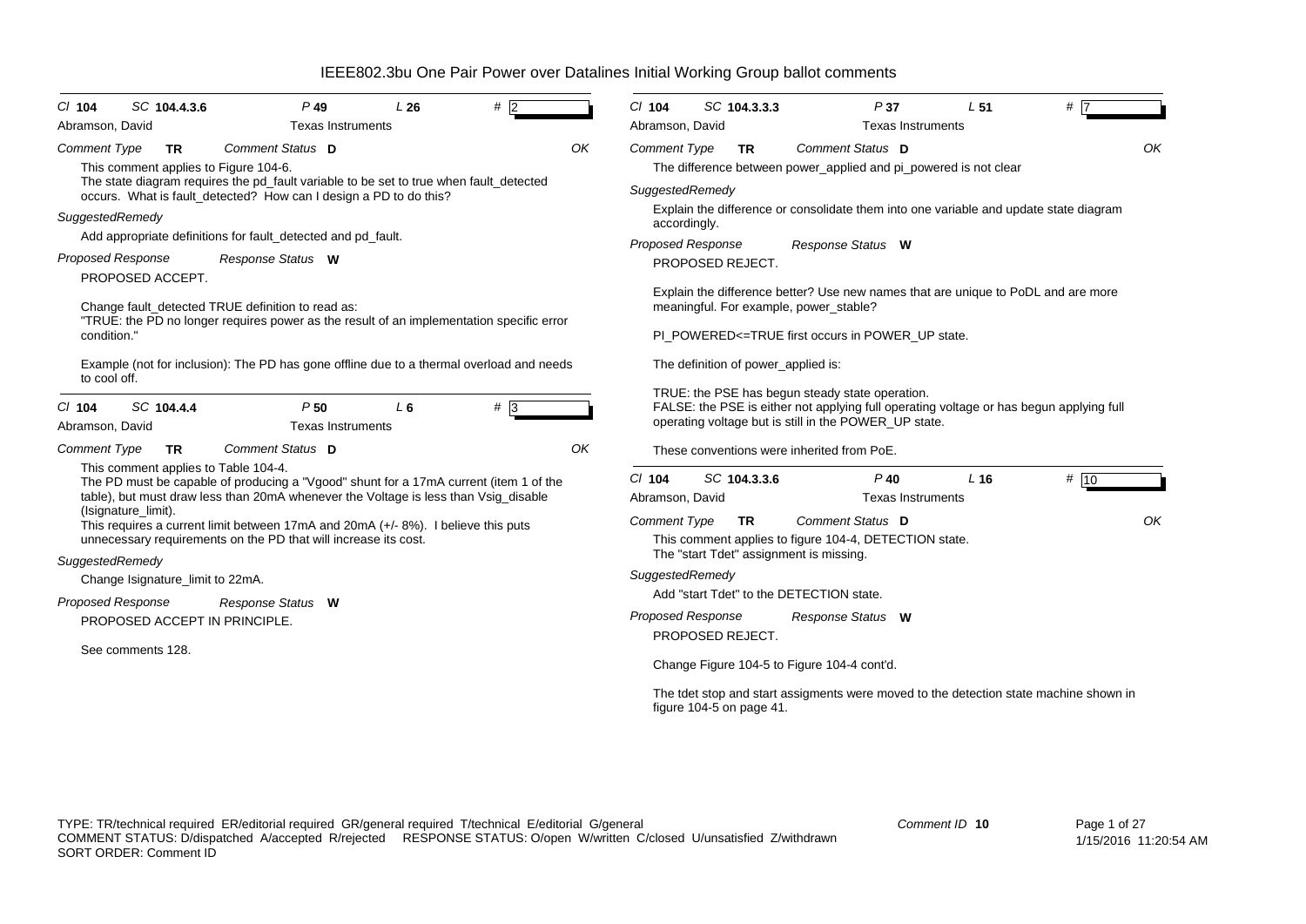# IEEE802.3bu One Pair Power over Datalines Initial Working Group ballot comments

---

**Cl** 104 **SC** 104.4.3.6 **P** 49 **L** 26 **#** 2

Abramson, David — Texas Instruments

**Comment Type** TR **Comment Status** D — OK

This comment applies to Figure 104-6.
The state diagram requires the pd_fault variable to be set to true when fault_detected occurs. What is fault_detected? How can I design a PD to do this?

*SuggestedRemedy*

Add appropriate definitions for fault_detected and pd_fault.

*Proposed Response* — *Response Status* W

PROPOSED ACCEPT.

Change fault_detected TRUE definition to read as:
"TRUE: the PD no longer requires power as the result of an implementation specific error condition."

Example (not for inclusion): The PD has gone offline due to a thermal overload and needs to cool off.

---

**Cl** 104 **SC** 104.4.4 **P** 50 **L** 6 **#** 3

Abramson, David — Texas Instruments

**Comment Type** TR **Comment Status** D — OK

This comment applies to Table 104-4.
The PD must be capable of producing a "Vgood" shunt for a 17mA current (item 1 of the table), but must draw less than 20mA whenever the Voltage is less than Vsig_disable (Isignature_limit).
This requires a current limit between 17mA and 20mA (+/- 8%). I believe this puts unnecessary requirements on the PD that will increase its cost.

*SuggestedRemedy*

Change Isignature_limit to 22mA.

*Proposed Response* — *Response Status* W

PROPOSED ACCEPT IN PRINCIPLE.

See comments 128.

---

**Cl** 104 **SC** 104.3.3.3 **P** 37 **L** 51 **#** 7

Abramson, David — Texas Instruments

**Comment Type** TR **Comment Status** D — OK

The difference between power_applied and pi_powered is not clear

*SuggestedRemedy*

Explain the difference or consolidate them into one variable and update state diagram accordingly.

*Proposed Response* — *Response Status* W

PROPOSED REJECT.

Explain the difference better? Use new names that are unique to PoDL and are more meaningful. For example, power_stable?

PI_POWERED<=TRUE first occurs in POWER_UP state.

The definition of power_applied is:

TRUE: the PSE has begun steady state operation.
FALSE: the PSE is either not applying full operating voltage or has begun applying full operating voltage but is still in the POWER_UP state.

These conventions were inherited from PoE.

---

**Cl** 104 **SC** 104.3.3.6 **P** 40 **L** 16 **#** 10

Abramson, David — Texas Instruments

**Comment Type** TR **Comment Status** D — OK

This comment applies to figure 104-4, DETECTION state.
The "start Tdet" assignment is missing.

*SuggestedRemedy*

Add "start Tdet" to the DETECTION state.

*Proposed Response* — *Response Status* W

PROPOSED REJECT.

Change Figure 104-5 to Figure 104-4 cont'd.

The tdet stop and start assigments were moved to the detection state machine shown in figure 104-5 on page 41.

---

TYPE: TR/technical required ER/editorial required GR/general required T/technical E/editorial G/general
COMMENT STATUS: D/dispatched A/accepted R/rejected RESPONSE STATUS: O/open W/written C/closed U/unsatisfied Z/withdrawn
SORT ORDER: Comment ID

Comment ID 10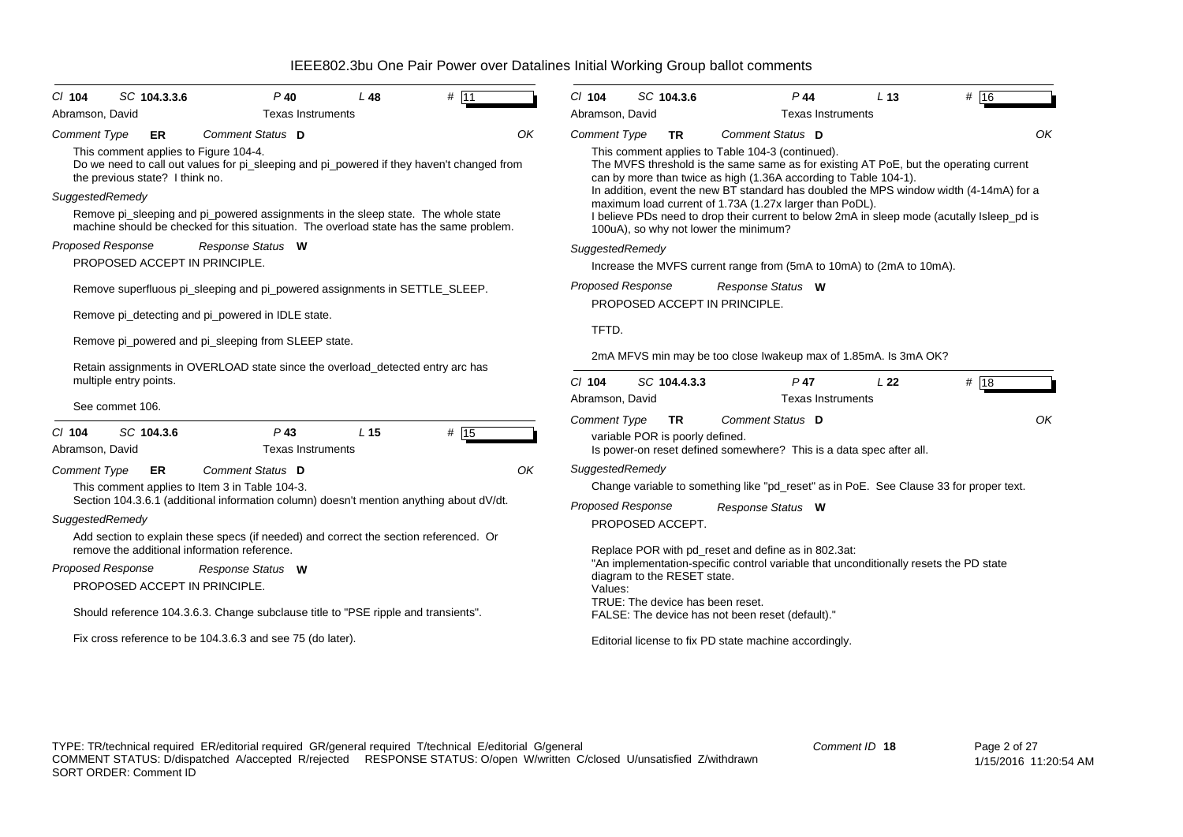# IEEE802.3bu One Pair Power over Datalines Initial Working Group ballot comments

**Cl** 104 **SC** 104.3.3.6 **P** 40 **L** 48 **#** 11

Abramson, David — Texas Instruments

*Comment Type* **ER** *Comment Status* **D** OK

This comment applies to Figure 104-4.
Do we need to call out values for pi_sleeping and pi_powered if they haven't changed from the previous state? I think no.

*SuggestedRemedy*

Remove pi_sleeping and pi_powered assignments in the sleep state. The whole state machine should be checked for this situation. The overload state has the same problem.

*Proposed Response* *Response Status* **W**

PROPOSED ACCEPT IN PRINCIPLE.

Remove superfluous pi_sleeping and pi_powered assignments in SETTLE_SLEEP.

Remove pi_detecting and pi_powered in IDLE state.

Remove pi_powered and pi_sleeping from SLEEP state.

Retain assignments in OVERLOAD state since the overload_detected entry arc has multiple entry points.

See commet 106.

---

**Cl** 104 **SC** 104.3.6 **P** 43 **L** 15 **#** 15

Abramson, David — Texas Instruments

*Comment Type* **ER** *Comment Status* **D** OK

This comment applies to Item 3 in Table 104-3.
Section 104.3.6.1 (additional information column) doesn't mention anything about dV/dt.

*SuggestedRemedy*

Add section to explain these specs (if needed) and correct the section referenced. Or remove the additional information reference.

*Proposed Response* *Response Status* **W**

PROPOSED ACCEPT IN PRINCIPLE.

Should reference 104.3.6.3. Change subclause title to "PSE ripple and transients".

Fix cross reference to be 104.3.6.3 and see 75 (do later).

---

**Cl** 104 **SC** 104.3.6 **P** 44 **L** 13 **#** 16

Abramson, David — Texas Instruments

*Comment Type* **TR** *Comment Status* **D** OK

This comment applies to Table 104-3 (continued).
The MVFS threshold is the same same as for existing AT PoE, but the operating current can by more than twice as high (1.36A according to Table 104-1).
In addition, event the new BT standard has doubled the MPS window width (4-14mA) for a maximum load current of 1.73A (1.27x larger than PoDL).
I believe PDs need to drop their current to below 2mA in sleep mode (acutally Isleep_pd is 100uA), so why not lower the minimum?

*SuggestedRemedy*

Increase the MVFS current range from (5mA to 10mA) to (2mA to 10mA).

*Proposed Response* *Response Status* **W**

PROPOSED ACCEPT IN PRINCIPLE.

TFTD.

2mA MFVS min may be too close Iwakeup max of 1.85mA. Is 3mA OK?

---

**Cl** 104 **SC** 104.4.3.3 **P** 47 **L** 22 **#** 18

Abramson, David — Texas Instruments

*Comment Type* **TR** *Comment Status* **D** OK

variable POR is poorly defined.
Is power-on reset defined somewhere? This is a data spec after all.

*SuggestedRemedy*

Change variable to something like "pd_reset" as in PoE. See Clause 33 for proper text.

*Proposed Response* *Response Status* **W**

PROPOSED ACCEPT.

Replace POR with pd_reset and define as in 802.3at:
"An implementation-specific control variable that unconditionally resets the PD state diagram to the RESET state.
Values:
TRUE: The device has been reset.
FALSE: The device has not been reset (default)."

Editorial license to fix PD state machine accordingly.

---

TYPE: TR/technical required ER/editorial required GR/general required T/technical E/editorial G/general
COMMENT STATUS: D/dispatched A/accepted R/rejected RESPONSE STATUS: O/open W/written C/closed U/unsatisfied Z/withdrawn
SORT ORDER: Comment ID

Comment ID 18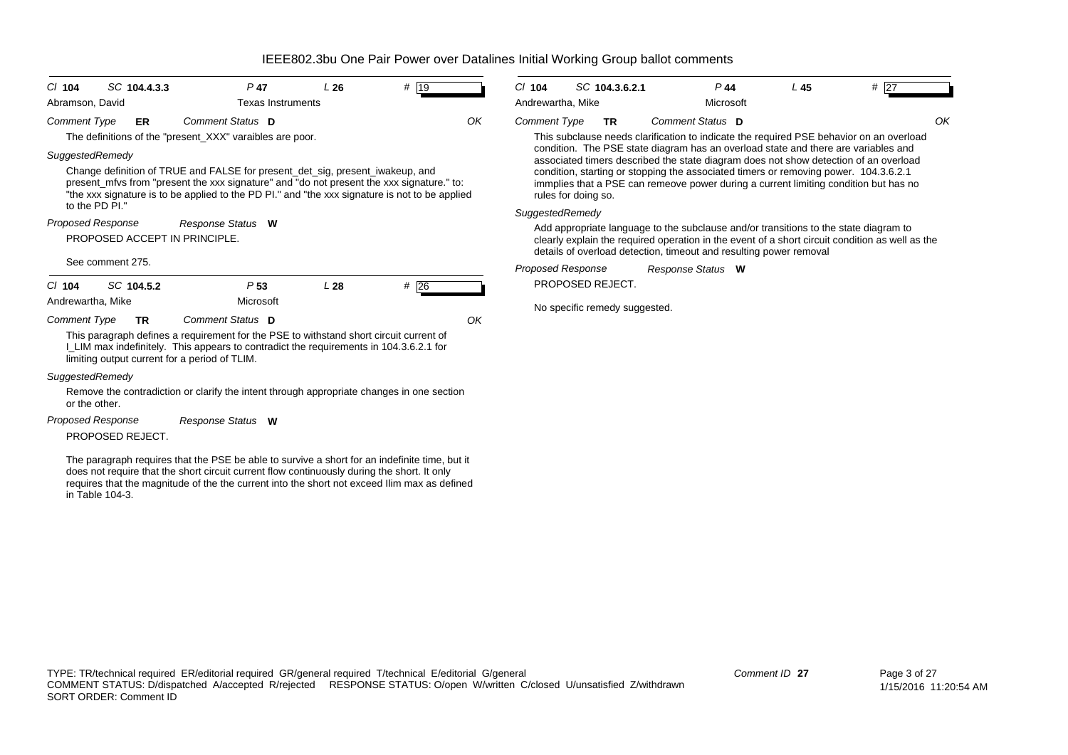**Cl 104 SC 104.4.3.3 P 47 L 26 # 19**

Abramson, David — Texas Instruments

*Comment Type* **ER** *Comment Status* **D** OK

The definitions of the "present_XXX" varaibles are poor.

*SuggestedRemedy*

Change definition of TRUE and FALSE for present_det_sig, present_iwakeup, and present_mfvs from "present the xxx signature" and "do not present the xxx signature." to: "the xxx signature is to be applied to the PD PI." and "the xxx signature is not to be applied to the PD PI."

*Proposed Response* *Response Status* **W**

PROPOSED ACCEPT IN PRINCIPLE.

See comment 275.

---

**Cl 104 SC 104.5.2 P 53 L 28 # 26**

Andrewartha, Mike — Microsoft

*Comment Type* **TR** *Comment Status* **D** OK

This paragraph defines a requirement for the PSE to withstand short circuit current of I_LIM max indefinitely. This appears to contradict the requirements in 104.3.6.2.1 for limiting output current for a period of TLIM.

*SuggestedRemedy*

Remove the contradiction or clarify the intent through appropriate changes in one section or the other.

*Proposed Response* *Response Status* **W**

PROPOSED REJECT.

The paragraph requires that the PSE be able to survive a short for an indefinite time, but it does not require that the short circuit current flow continuously during the short. It only requires that the magnitude of the the current into the short not exceed Ilim max as defined in Table 104-3.

---

**Cl 104 SC 104.3.6.2.1 P 44 L 45 # 27**

Andrewartha, Mike — Microsoft

*Comment Type* **TR** *Comment Status* **D** OK

This subclause needs clarification to indicate the required PSE behavior on an overload condition. The PSE state diagram has an overload state and there are variables and associated timers described the state diagram does not show detection of an overload condition, starting or stopping the associated timers or removing power. 104.3.6.2.1 immplies that a PSE can remeove power during a current limiting condition but has no rules for doing so.

*SuggestedRemedy*

Add appropriate language to the subclause and/or transitions to the state diagram to clearly explain the required operation in the event of a short circuit condition as well as the details of overload detection, timeout and resulting power removal

*Proposed Response* *Response Status* **W**

PROPOSED REJECT.

No specific remedy suggested.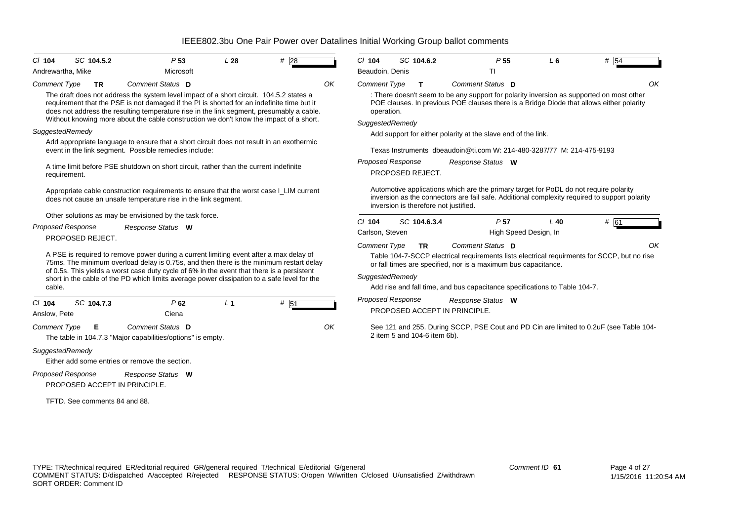# IEEE802.3bu One Pair Power over Datalines Initial Working Group ballot comments

**Cl** 104 **SC** 104.5.2 **P** 53 **L** 28 **#** 28

Andrewartha, Mike — Microsoft

*Comment Type* **TR** *Comment Status* **D** OK

The draft does not address the system level impact of a short circuit. 104.5.2 states a requirement that the PSE is not damaged if the PI is shorted for an indefinite time but it does not address the resulting temperature rise in the link segment, presumably a cable. Without knowing more about the cable construction we don't know the impact of a short.

*SuggestedRemedy*

Add appropriate language to ensure that a short circuit does not result in an exothermic event in the link segment. Possible remedies include:

A time limit before PSE shutdown on short circuit, rather than the current indefinite requirement.

Appropriate cable construction requirements to ensure that the worst case I_LIM current does not cause an unsafe temperature rise in the link segment.

Other solutions as may be envisioned by the task force.

*Proposed Response* *Response Status* **W**

PROPOSED REJECT.

A PSE is required to remove power during a current limiting event after a max delay of 75ms. The minimum overload delay is 0.75s, and then there is the minimum restart delay of 0.5s. This yields a worst case duty cycle of 6% in the event that there is a persistent short in the cable of the PD which limits average power dissipation to a safe level for the cable.

---

**Cl** 104 **SC** 104.7.3 **P** 62 **L** 1 **#** 51

Anslow, Pete — Ciena

*Comment Type* **E** *Comment Status* **D** OK

The table in 104.7.3 "Major capabilities/options" is empty.

*SuggestedRemedy*

Either add some entries or remove the section.

*Proposed Response* *Response Status* **W**

PROPOSED ACCEPT IN PRINCIPLE.

TFTD. See comments 84 and 88.

---

**Cl** 104 **SC** 104.6.2 **P** 55 **L** 6 **#** 54

Beaudoin, Denis — TI

*Comment Type* **T** *Comment Status* **D** OK

: There doesn't seem to be any support for polarity inversion as supported on most other POE clauses. In previous POE clauses there is a Bridge Diode that allows either polarity operation.

*SuggestedRemedy*

Add support for either polarity at the slave end of the link.

Texas Instruments dbeaudoin@ti.com W: 214-480-3287/77 M: 214-475-9193

*Proposed Response* *Response Status* **W**

PROPOSED REJECT.

Automotive applications which are the primary target for PoDL do not require polarity inversion as the connectors are fail safe. Additional complexity required to support polarity inversion is therefore not justified.

---

**Cl** 104 **SC** 104.6.3.4 **P** 57 **L** 40 **#** 61

Carlson, Steven — High Speed Design, In

*Comment Type* **TR** *Comment Status* **D** OK

Table 104-7-SCCP electrical requirements lists electrical requirments for SCCP, but no rise or fall times are specified, nor is a maximum bus capacitance.

*SuggestedRemedy*

Add rise and fall time, and bus capacitance specifications to Table 104-7.

*Proposed Response* *Response Status* **W**

PROPOSED ACCEPT IN PRINCIPLE.

See 121 and 255. During SCCP, PSE Cout and PD Cin are limited to 0.2uF (see Table 104-2 item 5 and 104-6 item 6b).

---

TYPE: TR/technical required ER/editorial required GR/general required T/technical E/editorial G/general
COMMENT STATUS: D/dispatched A/accepted R/rejected RESPONSE STATUS: O/open W/written C/closed U/unsatisfied Z/withdrawn
SORT ORDER: Comment ID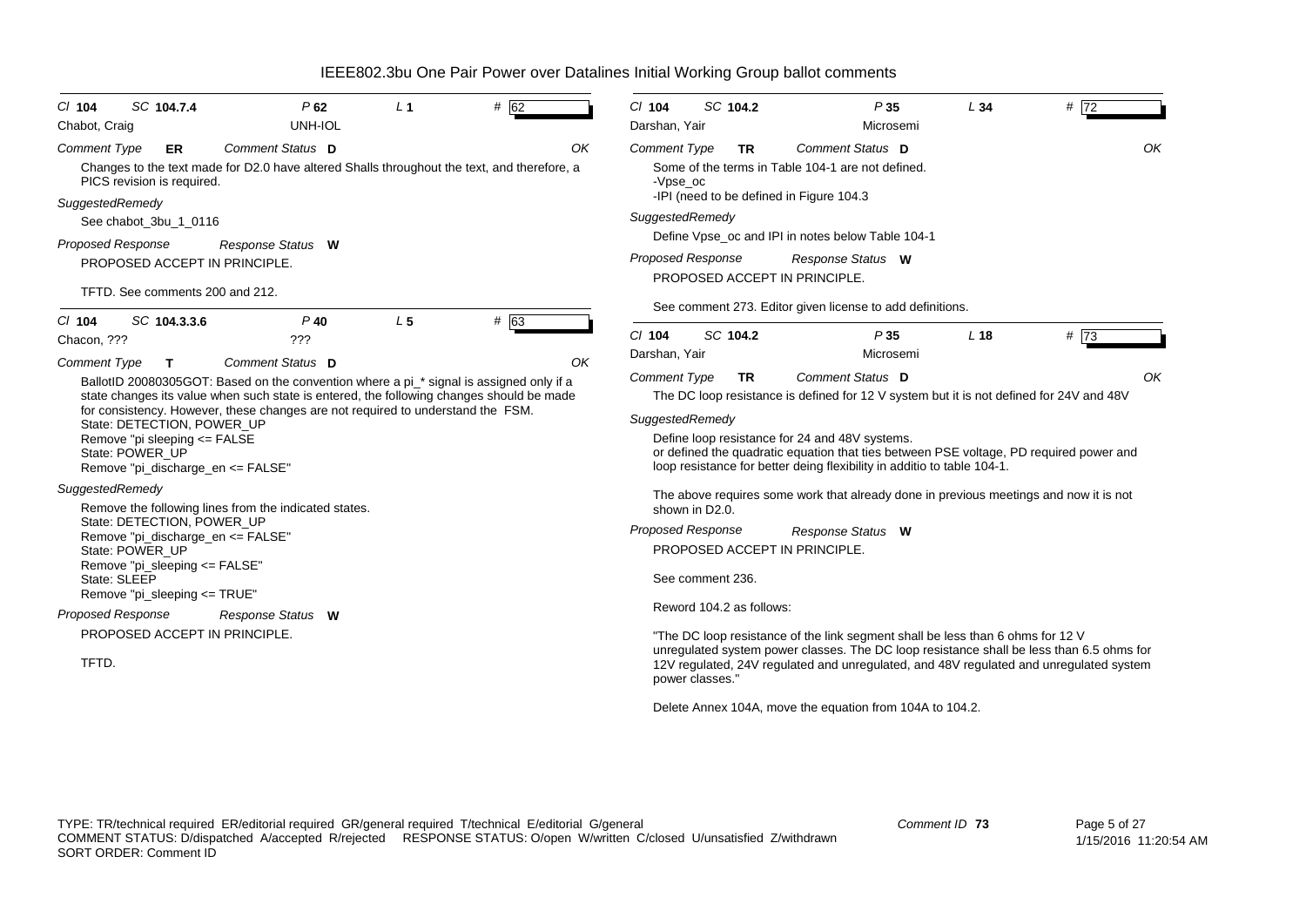# IEEE802.3bu One Pair Power over Datalines Initial Working Group ballot comments

**Cl** 104 **SC** 104.7.4 **P** 62 **L** 1 **#** 62

Chabot, Craig — UNH-IOL

*Comment Type* **ER** *Comment Status* **D** OK

Changes to the text made for D2.0 have altered Shalls throughout the text, and therefore, a PICS revision is required.

*SuggestedRemedy*

See chabot_3bu_1_0116

*Proposed Response* *Response Status* **W**

PROPOSED ACCEPT IN PRINCIPLE.

TFTD. See comments 200 and 212.

---

**Cl** 104 **SC** 104.3.3.6 **P** 40 **L** 5 **#** 63

Chacon, ??? — ???

*Comment Type* **T** *Comment Status* **D** OK

BallotID 20080305GOT: Based on the convention where a pi_* signal is assigned only if a state changes its value when such state is entered, the following changes should be made for consistency. However, these changes are not required to understand the FSM.
State: DETECTION, POWER_UP
Remove "pi sleeping <= FALSE
State: POWER_UP
Remove "pi_discharge_en <= FALSE"

*SuggestedRemedy*

Remove the following lines from the indicated states.
State: DETECTION, POWER_UP
Remove "pi_discharge_en <= FALSE"
State: POWER_UP
Remove "pi_sleeping <= FALSE"
State: SLEEP
Remove "pi_sleeping <= TRUE"

*Proposed Response* *Response Status* **W**

PROPOSED ACCEPT IN PRINCIPLE.

TFTD.

---

**Cl** 104 **SC** 104.2 **P** 35 **L** 34 **#** 72

Darshan, Yair — Microsemi

*Comment Type* **TR** *Comment Status* **D** OK

Some of the terms in Table 104-1 are not defined.
-Vpse_oc
-IPI (need to be defined in Figure 104.3

*SuggestedRemedy*

Define Vpse_oc and IPI in notes below Table 104-1

*Proposed Response* *Response Status* **W**

PROPOSED ACCEPT IN PRINCIPLE.

See comment 273. Editor given license to add definitions.

---

**Cl** 104 **SC** 104.2 **P** 35 **L** 18 **#** 73

Darshan, Yair — Microsemi

*Comment Type* **TR** *Comment Status* **D** OK

The DC loop resistance is defined for 12 V system but it is not defined for 24V and 48V

*SuggestedRemedy*

Define loop resistance for 24 and 48V systems.
or defined the quadratic equation that ties between PSE voltage, PD required power and loop resistance for better deing flexibility in additio to table 104-1.

The above requires some work that already done in previous meetings and now it is not shown in D2.0.

*Proposed Response* *Response Status* **W**

PROPOSED ACCEPT IN PRINCIPLE.

See comment 236.

Reword 104.2 as follows:

"The DC loop resistance of the link segment shall be less than 6 ohms for 12 V unregulated system power classes. The DC loop resistance shall be less than 6.5 ohms for 12V regulated, 24V regulated and unregulated, and 48V regulated and unregulated system power classes."

Delete Annex 104A, move the equation from 104A to 104.2.

---

TYPE: TR/technical required ER/editorial required GR/general required T/technical E/editorial G/general
COMMENT STATUS: D/dispatched A/accepted R/rejected RESPONSE STATUS: O/open W/written C/closed U/unsatisfied Z/withdrawn
SORT ORDER: Comment ID

Comment ID 73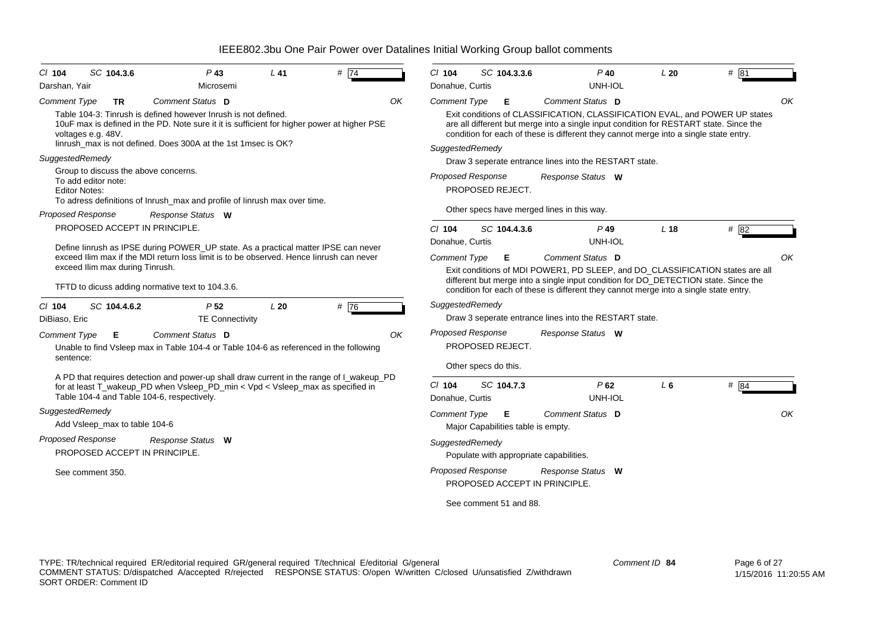# IEEE802.3bu One Pair Power over Datalines Initial Working Group ballot comments

**Cl** 104 **SC** 104.3.6 **P** 43 **L** 41 **#** 74

Darshan, Yair — Microsemi

*Comment Type* **TR** *Comment Status* **D** OK

Table 104-3: Tinrush is defined however Inrush is not defined.
10uF max is defined in the PD. Note sure it it is sufficient for higher power at higher PSE voltages e.g. 48V.
Iinrush_max is not defined. Does 300A at the 1st 1msec is OK?

*SuggestedRemedy*

Group to discuss the above concerns.
To add editor note:
Editor Notes:
To adress definitions of Inrush_max and profile of Iinrush max over time.

*Proposed Response* *Response Status* **W**

PROPOSED ACCEPT IN PRINCIPLE.

Define Iinrush as IPSE during POWER_UP state. As a practical matter IPSE can never exceed Ilim max if the MDI return loss limit is to be observed. Hence Iinrush can never exceed Ilim max during Tinrush.

TFTD to dicuss adding normative text to 104.3.6.

---

**Cl** 104 **SC** 104.4.6.2 **P** 52 **L** 20 **#** 76

DiBiaso, Eric — TE Connectivity

*Comment Type* **E** *Comment Status* **D** OK

Unable to find Vsleep max in Table 104-4 or Table 104-6 as referenced in the following sentence:

A PD that requires detection and power-up shall draw current in the range of I_wakeup_PD for at least T_wakeup_PD when Vsleep_PD_min < Vpd < Vsleep_max as specified in Table 104-4 and Table 104-6, respectively.

*SuggestedRemedy*

Add Vsleep_max to table 104-6

*Proposed Response* *Response Status* **W**

PROPOSED ACCEPT IN PRINCIPLE.

See comment 350.

---

**Cl** 104 **SC** 104.3.3.6 **P** 40 **L** 20 **#** 81

Donahue, Curtis — UNH-IOL

*Comment Type* **E** *Comment Status* **D** OK

Exit conditions of CLASSIFICATION, CLASSIFICATION EVAL, and POWER UP states are all different but merge into a single input condition for RESTART state. Since the condition for each of these is different they cannot merge into a single state entry.

*SuggestedRemedy*

Draw 3 seperate entrance lines into the RESTART state.

*Proposed Response* *Response Status* **W**

PROPOSED REJECT.

Other specs have merged lines in this way.

---

**Cl** 104 **SC** 104.4.3.6 **P** 49 **L** 18 **#** 82

Donahue, Curtis — UNH-IOL

*Comment Type* **E** *Comment Status* **D** OK

Exit conditions of MDI POWER1, PD SLEEP, and DO_CLASSIFICATION states are all different but merge into a single input condition for DO_DETECTION state. Since the condition for each of these is different they cannot merge into a single state entry.

*SuggestedRemedy*

Draw 3 seperate entrance lines into the RESTART state.

*Proposed Response* *Response Status* **W**

PROPOSED REJECT.

Other specs do this.

---

**Cl** 104 **SC** 104.7.3 **P** 62 **L** 6 **#** 84

Donahue, Curtis — UNH-IOL

*Comment Type* **E** *Comment Status* **D** OK

Major Capabilities table is empty.

*SuggestedRemedy*

Populate with appropriate capabilities.

*Proposed Response* *Response Status* **W**

PROPOSED ACCEPT IN PRINCIPLE.

See comment 51 and 88.

---

TYPE: TR/technical required ER/editorial required GR/general required T/technical E/editorial G/general
COMMENT STATUS: D/dispatched A/accepted R/rejected RESPONSE STATUS: O/open W/written C/closed U/unsatisfied Z/withdrawn
SORT ORDER: Comment ID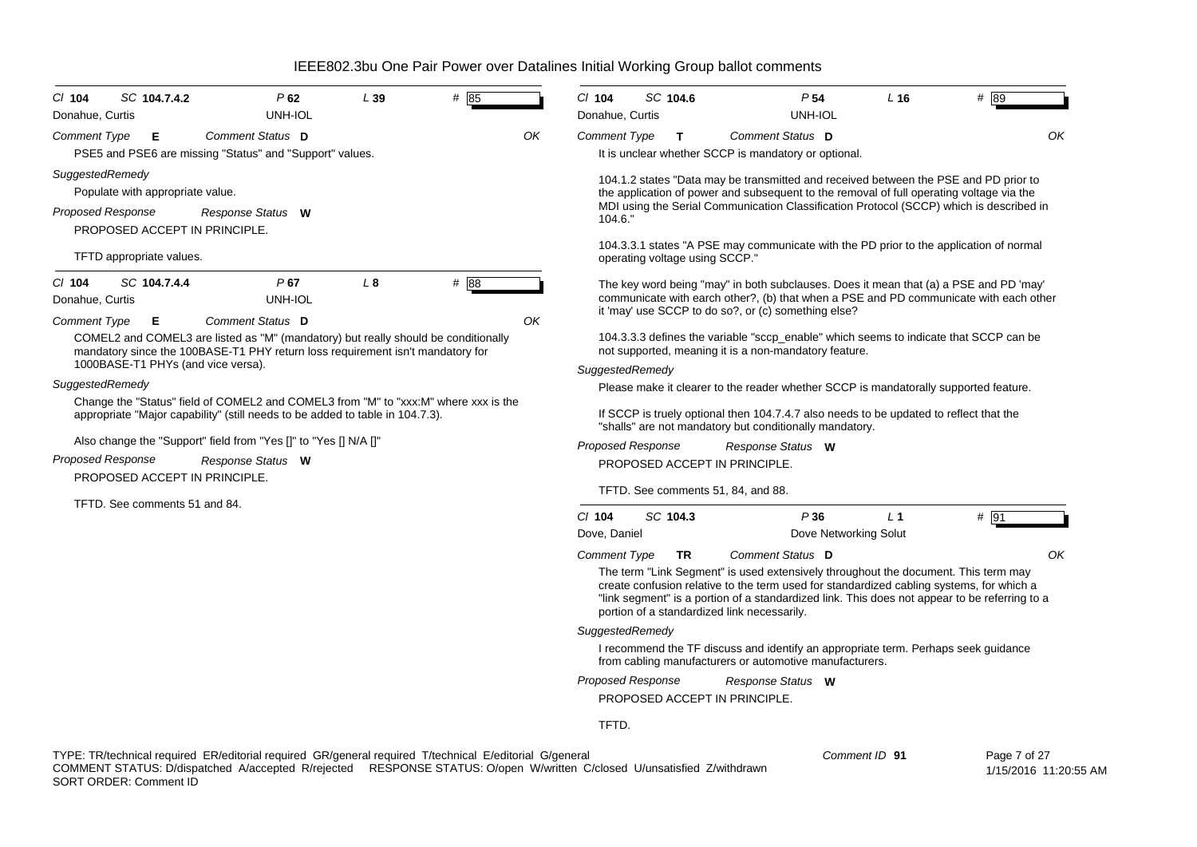# IEEE802.3bu One Pair Power over Datalines Initial Working Group ballot comments

---

**Cl** 104 **SC** 104.7.4.2 **P** 62 **L** 39 **#** 85
Donahue, Curtis — UNH-IOL

*Comment Type* **E** *Comment Status* **D** — OK

PSE5 and PSE6 are missing "Status" and "Support" values.

*SuggestedRemedy*

Populate with appropriate value.

*Proposed Response* — *Response Status* **W**

PROPOSED ACCEPT IN PRINCIPLE.

TFTD appropriate values.

---

**Cl** 104 **SC** 104.7.4.4 **P** 67 **L** 8 **#** 88
Donahue, Curtis — UNH-IOL

*Comment Type* **E** *Comment Status* **D** — OK

COMEL2 and COMEL3 are listed as "M" (mandatory) but really should be conditionally mandatory since the 100BASE-T1 PHY return loss requirement isn't mandatory for 1000BASE-T1 PHYs (and vice versa).

*SuggestedRemedy*

Change the "Status" field of COMEL2 and COMEL3 from "M" to "xxx:M" where xxx is the appropriate "Major capability" (still needs to be added to table in 104.7.3).

Also change the "Support" field from "Yes []" to "Yes [] N/A []"

*Proposed Response* — *Response Status* **W**

PROPOSED ACCEPT IN PRINCIPLE.

TFTD. See comments 51 and 84.

---

**Cl** 104 **SC** 104.6 **P** 54 **L** 16 **#** 89
Donahue, Curtis — UNH-IOL

*Comment Type* **T** *Comment Status* **D** — OK

It is unclear whether SCCP is mandatory or optional.

104.1.2 states "Data may be transmitted and received between the PSE and PD prior to the application of power and subsequent to the removal of full operating voltage via the MDI using the Serial Communication Classification Protocol (SCCP) which is described in 104.6."

104.3.3.1 states "A PSE may communicate with the PD prior to the application of normal operating voltage using SCCP."

The key word being "may" in both subclauses. Does it mean that (a) a PSE and PD 'may' communicate with earch other?, (b) that when a PSE and PD communicate with each other it 'may' use SCCP to do so?, or (c) something else?

104.3.3.3 defines the variable "sccp_enable" which seems to indicate that SCCP can be not supported, meaning it is a non-mandatory feature.

*SuggestedRemedy*

Please make it clearer to the reader whether SCCP is mandatorally supported feature.

If SCCP is truely optional then 104.7.4.7 also needs to be updated to reflect that the "shalls" are not mandatory but conditionally mandatory.

*Proposed Response* — *Response Status* **W**

PROPOSED ACCEPT IN PRINCIPLE.

TFTD. See comments 51, 84, and 88.

---

**Cl** 104 **SC** 104.3 **P** 36 **L** 1 **#** 91
Dove, Daniel — Dove Networking Solut

*Comment Type* **TR** *Comment Status* **D** — OK

The term "Link Segment" is used extensively throughout the document. This term may create confusion relative to the term used for standardized cabling systems, for which a "link segment" is a portion of a standardized link. This does not appear to be referring to a portion of a standardized link necessarily.

*SuggestedRemedy*

I recommend the TF discuss and identify an appropriate term. Perhaps seek guidance from cabling manufacturers or automotive manufacturers.

*Proposed Response* — *Response Status* **W**

PROPOSED ACCEPT IN PRINCIPLE.

TFTD.

---

TYPE: TR/technical required ER/editorial required GR/general required T/technical E/editorial G/general
COMMENT STATUS: D/dispatched A/accepted R/rejected RESPONSE STATUS: O/open W/written C/closed U/unsatisfied Z/withdrawn
SORT ORDER: Comment ID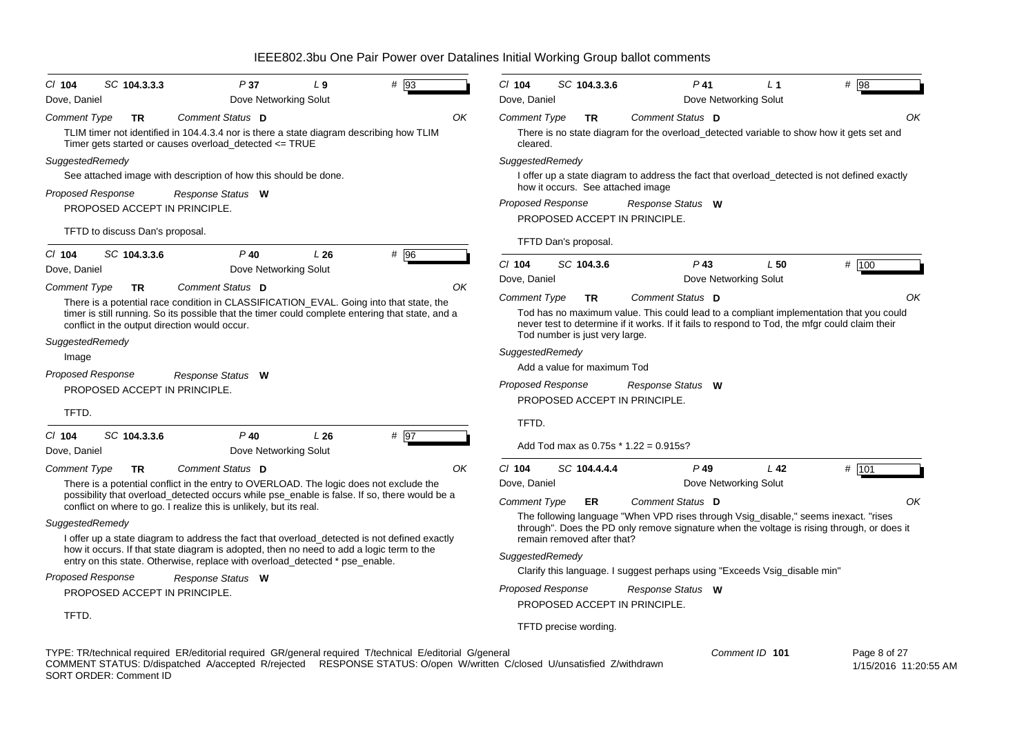# IEEE802.3bu One Pair Power over Datalines Initial Working Group ballot comments

**Cl** 104 **SC** 104.3.3.3 **P** 37 **L** 9 **#** 93

Dove, Daniel — Dove Networking Solut

*Comment Type* **TR** *Comment Status* **D** OK

TLIM timer not identified in 104.4.3.4 nor is there a state diagram describing how TLIM Timer gets started or causes overload_detected <= TRUE

*SuggestedRemedy*

See attached image with description of how this should be done.

*Proposed Response* *Response Status* **W**

PROPOSED ACCEPT IN PRINCIPLE.

TFTD to discuss Dan's proposal.

---

**Cl** 104 **SC** 104.3.3.6 **P** 40 **L** 26 **#** 96

Dove, Daniel — Dove Networking Solut

*Comment Type* **TR** *Comment Status* **D** OK

There is a potential race condition in CLASSIFICATION_EVAL. Going into that state, the timer is still running. So its possible that the timer could complete entering that state, and a conflict in the output direction would occur.

*SuggestedRemedy*

Image

*Proposed Response* *Response Status* **W**

PROPOSED ACCEPT IN PRINCIPLE.

TFTD.

---

**Cl** 104 **SC** 104.3.3.6 **P** 40 **L** 26 **#** 97

Dove, Daniel — Dove Networking Solut

*Comment Type* **TR** *Comment Status* **D** OK

There is a potential conflict in the entry to OVERLOAD. The logic does not exclude the possibility that overload_detected occurs while pse_enable is false. If so, there would be a conflict on where to go. I realize this is unlikely, but its real.

*SuggestedRemedy*

I offer up a state diagram to address the fact that overload_detected is not defined exactly how it occurs. If that state diagram is adopted, then no need to add a logic term to the entry on this state. Otherwise, replace with overload_detected * pse_enable.

*Proposed Response* *Response Status* **W**

PROPOSED ACCEPT IN PRINCIPLE.

TFTD.

---

**Cl** 104 **SC** 104.3.3.6 **P** 41 **L** 1 **#** 98

Dove, Daniel — Dove Networking Solut

*Comment Type* **TR** *Comment Status* **D** OK

There is no state diagram for the overload_detected variable to show how it gets set and cleared.

*SuggestedRemedy*

I offer up a state diagram to address the fact that overload_detected is not defined exactly how it occurs. See attached image

*Proposed Response* *Response Status* **W**

PROPOSED ACCEPT IN PRINCIPLE.

TFTD Dan's proposal.

---

**Cl** 104 **SC** 104.3.6 **P** 43 **L** 50 **#** 100

Dove, Daniel — Dove Networking Solut

*Comment Type* **TR** *Comment Status* **D** OK

Tod has no maximum value. This could lead to a compliant implementation that you could never test to determine if it works. If it fails to respond to Tod, the mfgr could claim their Tod number is just very large.

*SuggestedRemedy*

Add a value for maximum Tod

*Proposed Response* *Response Status* **W**

PROPOSED ACCEPT IN PRINCIPLE.

TFTD.

Add Tod max as 0.75s * 1.22 = 0.915s?

---

**Cl** 104 **SC** 104.4.4.4 **P** 49 **L** 42 **#** 101

Dove, Daniel — Dove Networking Solut

*Comment Type* **ER** *Comment Status* **D** OK

The following language "When VPD rises through Vsig_disable," seems inexact. "rises through". Does the PD only remove signature when the voltage is rising through, or does it remain removed after that?

*SuggestedRemedy*

Clarify this language. I suggest perhaps using "Exceeds Vsig_disable min"

*Proposed Response* *Response Status* **W**

PROPOSED ACCEPT IN PRINCIPLE.

TFTD precise wording.

---

TYPE: TR/technical required ER/editorial required GR/general required T/technical E/editorial G/general
COMMENT STATUS: D/dispatched A/accepted R/rejected RESPONSE STATUS: O/open W/written C/closed U/unsatisfied Z/withdrawn
SORT ORDER: Comment ID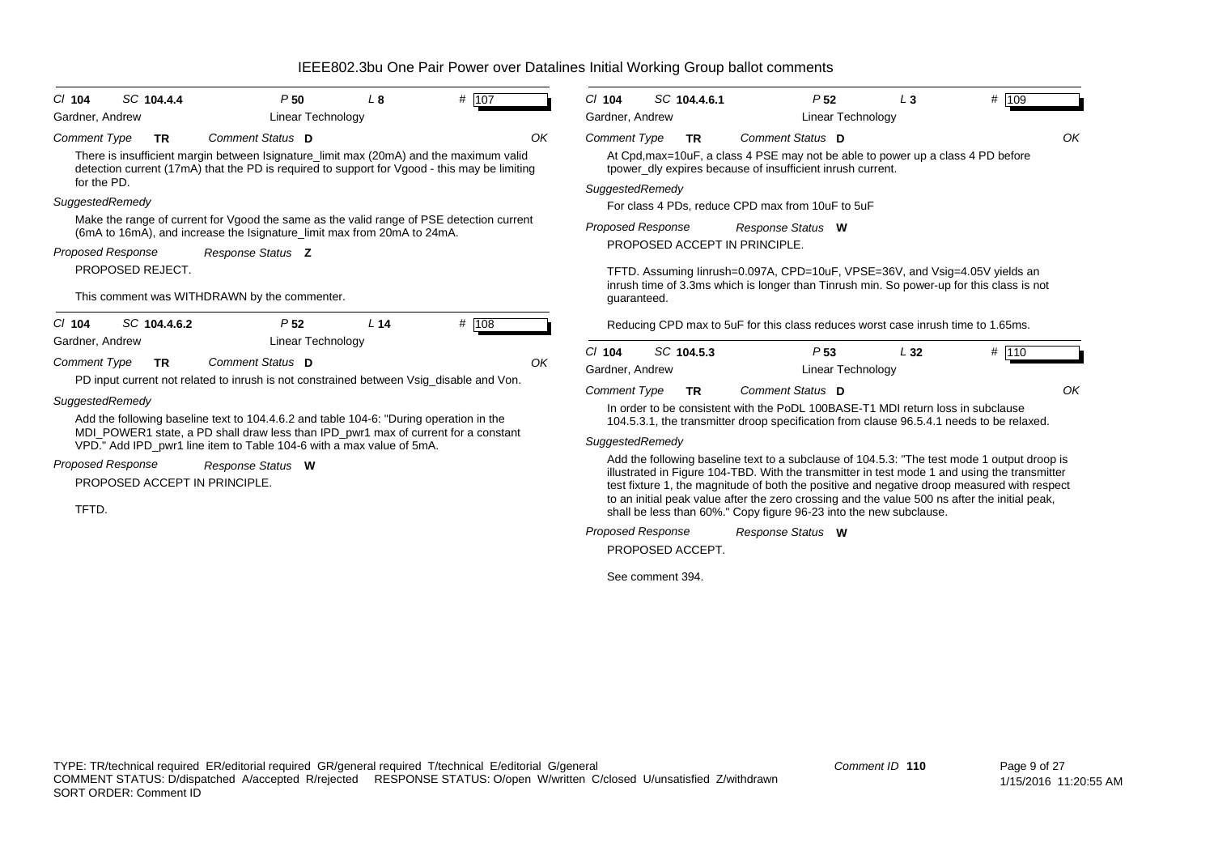**Cl 104 SC 104.4.4 P 50 L 8 # 107**

Gardner, Andrew — Linear Technology

*Comment Type* **TR** *Comment Status* **D** OK

There is insufficient margin between Isignature_limit max (20mA) and the maximum valid detection current (17mA) that the PD is required to support for Vgood - this may be limiting for the PD.

*SuggestedRemedy*

Make the range of current for Vgood the same as the valid range of PSE detection current (6mA to 16mA), and increase the Isignature_limit max from 20mA to 24mA.

*Proposed Response* *Response Status* **Z**

PROPOSED REJECT.

This comment was WITHDRAWN by the commenter.

---

**Cl 104 SC 104.4.6.2 P 52 L 14 # 108**

Gardner, Andrew — Linear Technology

*Comment Type* **TR** *Comment Status* **D** OK

PD input current not related to inrush is not constrained between Vsig_disable and Von.

*SuggestedRemedy*

Add the following baseline text to 104.4.6.2 and table 104-6: "During operation in the MDI_POWER1 state, a PD shall draw less than IPD_pwr1 max of current for a constant VPD." Add IPD_pwr1 line item to Table 104-6 with a max value of 5mA.

*Proposed Response* *Response Status* **W**

PROPOSED ACCEPT IN PRINCIPLE.

TFTD.

---

**Cl 104 SC 104.4.6.1 P 52 L 3 # 109**

Gardner, Andrew — Linear Technology

*Comment Type* **TR** *Comment Status* **D** OK

At Cpd,max=10uF, a class 4 PSE may not be able to power up a class 4 PD before tpower_dly expires because of insufficient inrush current.

*SuggestedRemedy*

For class 4 PDs, reduce CPD max from 10uF to 5uF

*Proposed Response* *Response Status* **W**

PROPOSED ACCEPT IN PRINCIPLE.

TFTD. Assuming Iinrush=0.097A, CPD=10uF, VPSE=36V, and Vsig=4.05V yields an inrush time of 3.3ms which is longer than Tinrush min. So power-up for this class is not guaranteed.

Reducing CPD max to 5uF for this class reduces worst case inrush time to 1.65ms.

---

**Cl 104 SC 104.5.3 P 53 L 32 # 110**

Gardner, Andrew — Linear Technology

*Comment Type* **TR** *Comment Status* **D** OK

In order to be consistent with the PoDL 100BASE-T1 MDI return loss in subclause 104.5.3.1, the transmitter droop specification from clause 96.5.4.1 needs to be relaxed.

*SuggestedRemedy*

Add the following baseline text to a subclause of 104.5.3: "The test mode 1 output droop is illustrated in Figure 104-TBD. With the transmitter in test mode 1 and using the transmitter test fixture 1, the magnitude of both the positive and negative droop measured with respect to an initial peak value after the zero crossing and the value 500 ns after the initial peak, shall be less than 60%." Copy figure 96-23 into the new subclause.

*Proposed Response* *Response Status* **W**

PROPOSED ACCEPT.

See comment 394.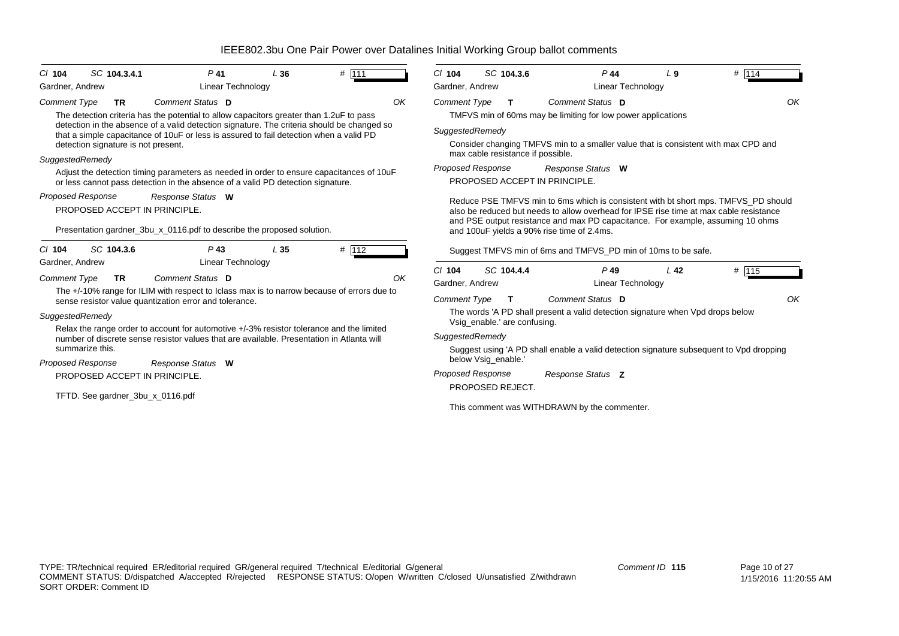# IEEE802.3bu One Pair Power over Datalines Initial Working Group ballot comments

**Cl** 104 **SC** 104.3.4.1 **P** 41 **L** 36 **#** 111

Gardner, Andrew — Linear Technology

*Comment Type* **TR** *Comment Status* **D** OK

The detection criteria has the potential to allow capacitors greater than 1.2uF to pass detection in the absence of a valid detection signature. The criteria should be changed so that a simple capacitance of 10uF or less is assured to fail detection when a valid PD detection signature is not present.

*SuggestedRemedy*

Adjust the detection timing parameters as needed in order to ensure capacitances of 10uF or less cannot pass detection in the absence of a valid PD detection signature.

*Proposed Response* *Response Status* **W**

PROPOSED ACCEPT IN PRINCIPLE.

Presentation gardner_3bu_x_0116.pdf to describe the proposed solution.

---

**Cl** 104 **SC** 104.3.6 **P** 43 **L** 35 **#** 112

Gardner, Andrew — Linear Technology

*Comment Type* **TR** *Comment Status* **D** OK

The +/-10% range for ILIM with respect to Iclass max is to narrow because of errors due to sense resistor value quantization error and tolerance.

*SuggestedRemedy*

Relax the range order to account for automotive +/-3% resistor tolerance and the limited number of discrete sense resistor values that are available. Presentation in Atlanta will summarize this.

*Proposed Response* *Response Status* **W**

PROPOSED ACCEPT IN PRINCIPLE.

TFTD. See gardner_3bu_x_0116.pdf

---

**Cl** 104 **SC** 104.3.6 **P** 44 **L** 9 **#** 114

Gardner, Andrew — Linear Technology

*Comment Type* **T** *Comment Status* **D** OK

TMFVS min of 60ms may be limiting for low power applications

*SuggestedRemedy*

Consider changing TMFVS min to a smaller value that is consistent with max CPD and max cable resistance if possible.

*Proposed Response* *Response Status* **W**

PROPOSED ACCEPT IN PRINCIPLE.

Reduce PSE TMFVS min to 6ms which is consistent with bt short mps. TMFVS_PD should also be reduced but needs to allow overhead for IPSE rise time at max cable resistance and PSE output resistance and max PD capacitance. For example, assuming 10 ohms and 100uF yields a 90% rise time of 2.4ms.

Suggest TMFVS min of 6ms and TMFVS_PD min of 10ms to be safe.

---

**Cl** 104 **SC** 104.4.4 **P** 49 **L** 42 **#** 115

Gardner, Andrew — Linear Technology

*Comment Type* **T** *Comment Status* **D** OK

The words 'A PD shall present a valid detection signature when Vpd drops below Vsig_enable.' are confusing.

*SuggestedRemedy*

Suggest using 'A PD shall enable a valid detection signature subsequent to Vpd dropping below Vsig_enable.'

*Proposed Response* *Response Status* **Z**

PROPOSED REJECT.

This comment was WITHDRAWN by the commenter.

---

TYPE: TR/technical required ER/editorial required GR/general required T/technical E/editorial G/general
COMMENT STATUS: D/dispatched A/accepted R/rejected RESPONSE STATUS: O/open W/written C/closed U/unsatisfied Z/withdrawn
SORT ORDER: Comment ID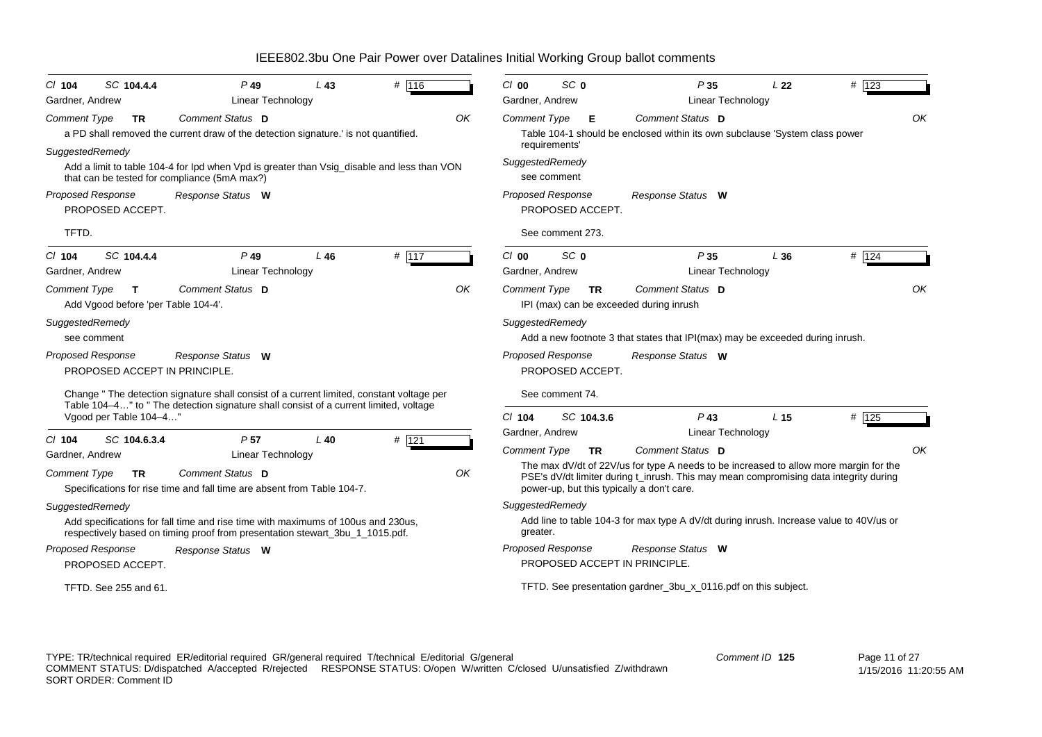# IEEE802.3bu One Pair Power over Datalines Initial Working Group ballot comments

---

*Cl* **104** *SC* **104.4.4** *P* **49** *L* **43** *#* **116**

Gardner, Andrew — Linear Technology

*Comment Type* **TR** *Comment Status* **D** — OK

a PD shall removed the current draw of the detection signature.' is not quantified.

*SuggestedRemedy*

Add a limit to table 104-4 for Ipd when Vpd is greater than Vsig_disable and less than VON that can be tested for compliance (5mA max?)

*Proposed Response* *Response Status* **W**

PROPOSED ACCEPT.

TFTD.

---

*Cl* **104** *SC* **104.4.4** *P* **49** *L* **46** *#* **117**

Gardner, Andrew — Linear Technology

*Comment Type* **T** *Comment Status* **D** — OK

Add Vgood before 'per Table 104-4'.

*SuggestedRemedy*

see comment

*Proposed Response* *Response Status* **W**

PROPOSED ACCEPT IN PRINCIPLE.

Change " The detection signature shall consist of a current limited, constant voltage per Table 104–4…" to " The detection signature shall consist of a current limited, voltage Vgood per Table 104–4…"

---

*Cl* **104** *SC* **104.6.3.4** *P* **57** *L* **40** *#* **121**

Gardner, Andrew — Linear Technology

*Comment Type* **TR** *Comment Status* **D** — OK

Specifications for rise time and fall time are absent from Table 104-7.

*SuggestedRemedy*

Add specifications for fall time and rise time with maximums of 100us and 230us, respectively based on timing proof from presentation stewart_3bu_1_1015.pdf.

*Proposed Response* *Response Status* **W**

PROPOSED ACCEPT.

TFTD. See 255 and 61.

---

*Cl* **00** *SC* **0** *P* **35** *L* **22** *#* **123**

Gardner, Andrew — Linear Technology

*Comment Type* **E** *Comment Status* **D** — OK

Table 104-1 should be enclosed within its own subclause 'System class power requirements'

*SuggestedRemedy*

see comment

*Proposed Response* *Response Status* **W**

PROPOSED ACCEPT.

See comment 273.

---

*Cl* **00** *SC* **0** *P* **35** *L* **36** *#* **124**

Gardner, Andrew — Linear Technology

*Comment Type* **TR** *Comment Status* **D** — OK

IPI (max) can be exceeded during inrush

*SuggestedRemedy*

Add a new footnote 3 that states that IPI(max) may be exceeded during inrush.

*Proposed Response* *Response Status* **W**

PROPOSED ACCEPT.

See comment 74.

---

*Cl* **104** *SC* **104.3.6** *P* **43** *L* **15** *#* **125**

Gardner, Andrew — Linear Technology

*Comment Type* **TR** *Comment Status* **D** — OK

The max dV/dt of 22V/us for type A needs to be increased to allow more margin for the PSE's dV/dt limiter during t_inrush. This may mean compromising data integrity during power-up, but this typically a don't care.

*SuggestedRemedy*

Add line to table 104-3 for max type A dV/dt during inrush. Increase value to 40V/us or greater.

*Proposed Response* *Response Status* **W**

PROPOSED ACCEPT IN PRINCIPLE.

TFTD. See presentation gardner_3bu_x_0116.pdf on this subject.

---

TYPE: TR/technical required ER/editorial required GR/general required T/technical E/editorial G/general
COMMENT STATUS: D/dispatched A/accepted R/rejected RESPONSE STATUS: O/open W/written C/closed U/unsatisfied Z/withdrawn
SORT ORDER: Comment ID

Comment ID **125**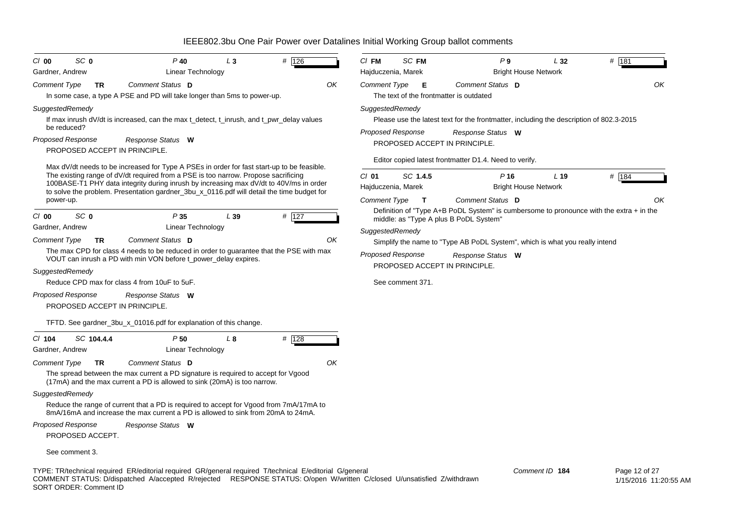**Cl 00 SC 0 P 40 L 3 # 126**

Gardner, Andrew — Linear Technology

*Comment Type* **TR** *Comment Status* **D** — OK

In some case, a type A PSE and PD will take longer than 5ms to power-up.

*SuggestedRemedy*

If max inrush dV/dt is increased, can the max t_detect, t_inrush, and t_pwr_delay values be reduced?

*Proposed Response* *Response Status* **W**

PROPOSED ACCEPT IN PRINCIPLE.

Max dV/dt needs to be increased for Type A PSEs in order for fast start-up to be feasible. The existing range of dV/dt required from a PSE is too narrow. Propose sacrificing 100BASE-T1 PHY data integrity during inrush by increasing max dV/dt to 40V/ms in order to solve the problem. Presentation gardner_3bu_x_0116.pdf will detail the time budget for power-up.

---

**Cl 00 SC 0 P 35 L 39 # 127**

Gardner, Andrew — Linear Technology

*Comment Type* **TR** *Comment Status* **D** — OK

The max CPD for class 4 needs to be reduced in order to guarantee that the PSE with max VOUT can inrush a PD with min VON before t_power_delay expires.

*SuggestedRemedy*

Reduce CPD max for class 4 from 10uF to 5uF.

*Proposed Response* *Response Status* **W**

PROPOSED ACCEPT IN PRINCIPLE.

TFTD. See gardner_3bu_x_01016.pdf for explanation of this change.

---

**Cl 104 SC 104.4.4 P 50 L 8 # 128**

Gardner, Andrew — Linear Technology

*Comment Type* **TR** *Comment Status* **D** — OK

The spread between the max current a PD signature is required to accept for Vgood (17mA) and the max current a PD is allowed to sink (20mA) is too narrow.

*SuggestedRemedy*

Reduce the range of current that a PD is required to accept for Vgood from 7mA/17mA to 8mA/16mA and increase the max current a PD is allowed to sink from 20mA to 24mA.

*Proposed Response* *Response Status* **W**

PROPOSED ACCEPT.

See comment 3.

---

**Cl FM SC FM P 9 L 32 # 181**

Hajduczenia, Marek — Bright House Network

*Comment Type* **E** *Comment Status* **D** — OK

The text of the frontmatter is outdated

*SuggestedRemedy*

Please use the latest text for the frontmatter, including the description of 802.3-2015

*Proposed Response* *Response Status* **W**

PROPOSED ACCEPT IN PRINCIPLE.

Editor copied latest frontmatter D1.4. Need to verify.

---

**Cl 01 SC 1.4.5 P 16 L 19 # 184**

Hajduczenia, Marek — Bright House Network

*Comment Type* **T** *Comment Status* **D** — OK

Definition of "Type A+B PoDL System" is cumbersome to pronounce with the extra + in the middle: as "Type A plus B PoDL System"

*SuggestedRemedy*

Simplify the name to "Type AB PoDL System", which is what you really intend

*Proposed Response* *Response Status* **W**

PROPOSED ACCEPT IN PRINCIPLE.

See comment 371.

---

TYPE: TR/technical required ER/editorial required GR/general required T/technical E/editorial G/general
COMMENT STATUS: D/dispatched A/accepted R/rejected RESPONSE STATUS: O/open W/written C/closed U/unsatisfied Z/withdrawn
SORT ORDER: Comment ID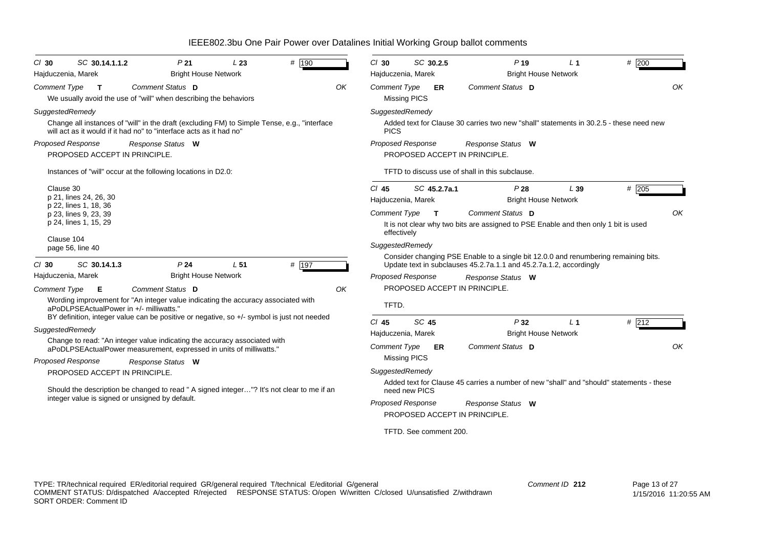# IEEE802.3bu One Pair Power over Datalines Initial Working Group ballot comments

**Cl 30 SC 30.14.1.1.2 P 21 L 23 # 190**
Hajduczenia, Marek — Bright House Network

*Comment Type* **T** *Comment Status* **D** OK

We usually avoid the use of "will" when describing the behaviors

*SuggestedRemedy*

Change all instances of "will" in the draft (excluding FM) to Simple Tense, e.g., "interface will act as it would if it had no" to "interface acts as it had no"

*Proposed Response* *Response Status* **W**

PROPOSED ACCEPT IN PRINCIPLE.

Instances of "will" occur at the following locations in D2.0:

Clause 30
p 21, lines 24, 26, 30
p 22, lines 1, 18, 36
p 23, lines 9, 23, 39
p 24, lines 1, 15, 29

Clause 104
page 56, line 40

---

**Cl 30 SC 30.14.1.3 P 24 L 51 # 197**
Hajduczenia, Marek — Bright House Network

*Comment Type* **E** *Comment Status* **D** OK

Wording improvement for "An integer value indicating the accuracy associated with aPoDLPSEActualPower in +/- milliwatts."
BY definition, integer value can be positive or negative, so +/- symbol is just not needed

*SuggestedRemedy*

Change to read: "An integer value indicating the accuracy associated with aPoDLPSEActualPower measurement, expressed in units of milliwatts."

*Proposed Response* *Response Status* **W**

PROPOSED ACCEPT IN PRINCIPLE.

Should the description be changed to read " A signed integer…"? It's not clear to me if an integer value is signed or unsigned by default.

---

**Cl 30 SC 30.2.5 P 19 L 1 # 200**
Hajduczenia, Marek — Bright House Network

*Comment Type* **ER** *Comment Status* **D** OK

Missing PICS

*SuggestedRemedy*

Added text for Clause 30 carries two new "shall" statements in 30.2.5 - these need new PICS

*Proposed Response* *Response Status* **W**

PROPOSED ACCEPT IN PRINCIPLE.

TFTD to discuss use of shall in this subclause.

---

**Cl 45 SC 45.2.7a.1 P 28 L 39 # 205**
Hajduczenia, Marek — Bright House Network

*Comment Type* **T** *Comment Status* **D** OK

It is not clear why two bits are assigned to PSE Enable and then only 1 bit is used effectively

*SuggestedRemedy*

Consider changing PSE Enable to a single bit 12.0.0 and renumbering remaining bits. Update text in subclauses 45.2.7a.1.1 and 45.2.7a.1.2, accordingly

*Proposed Response* *Response Status* **W**

PROPOSED ACCEPT IN PRINCIPLE.

TFTD.

---

**Cl 45 SC 45 P 32 L 1 # 212**
Hajduczenia, Marek — Bright House Network

*Comment Type* **ER** *Comment Status* **D** OK

Missing PICS

*SuggestedRemedy*

Added text for Clause 45 carries a number of new "shall" and "should" statements - these need new PICS

*Proposed Response* *Response Status* **W**

PROPOSED ACCEPT IN PRINCIPLE.

TFTD. See comment 200.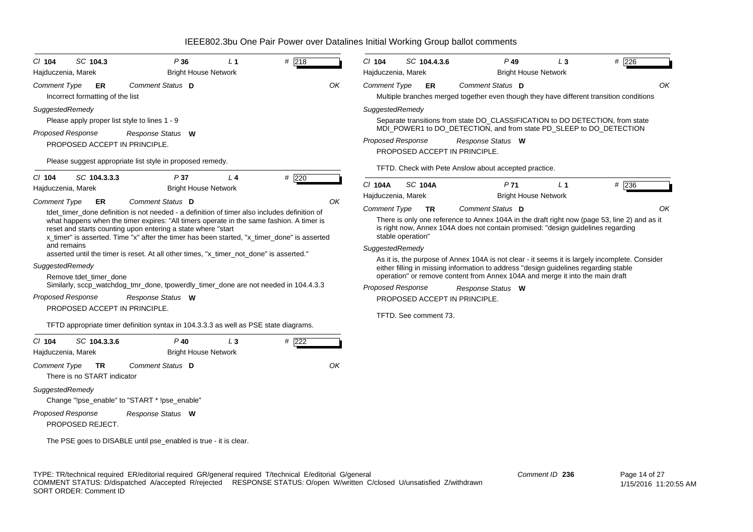# IEEE802.3bu One Pair Power over Datalines Initial Working Group ballot comments

**Cl** 104 **SC** 104.3 **P** 36 **L** 1 **#** 218

Hajduczenia, Marek — Bright House Network

**Comment Type** ER **Comment Status** D — OK

Incorrect formatting of the list

**SuggestedRemedy**

Please apply proper list style to lines 1 - 9

**Proposed Response** — **Response Status** W

PROPOSED ACCEPT IN PRINCIPLE.

Please suggest appropriate list style in proposed remedy.

---

**Cl** 104 **SC** 104.3.3.3 **P** 37 **L** 4 **#** 220

Hajduczenia, Marek — Bright House Network

**Comment Type** ER **Comment Status** D — OK

tdet_timer_done definition is not needed - a definition of timer also includes definition of what happens when the timer expires: "All timers operate in the same fashion. A timer is reset and starts counting upon entering a state where "start x_timer" is asserted. Time "x" after the timer has been started, "x_timer_done" is asserted and remains
asserted until the timer is reset. At all other times, "x_timer_not_done" is asserted."

**SuggestedRemedy**

Remove tdet_timer_done
Similarly, sccp_watchdog_tmr_done, tpowerdly_timer_done are not needed in 104.4.3.3

**Proposed Response** — **Response Status** W

PROPOSED ACCEPT IN PRINCIPLE.

TFTD appropriate timer definition syntax in 104.3.3.3 as well as PSE state diagrams.

---

**Cl** 104 **SC** 104.3.3.6 **P** 40 **L** 3 **#** 222

Hajduczenia, Marek — Bright House Network

**Comment Type** TR **Comment Status** D — OK

There is no START indicator

**SuggestedRemedy**

Change "!pse_enable" to "START * !pse_enable"

**Proposed Response** — **Response Status** W

PROPOSED REJECT.

The PSE goes to DISABLE until pse_enabled is true - it is clear.

---

**Cl** 104 **SC** 104.4.3.6 **P** 49 **L** 3 **#** 226

Hajduczenia, Marek — Bright House Network

**Comment Type** ER **Comment Status** D — OK

Multiple branches merged together even though they have different transition conditions

**SuggestedRemedy**

Separate transitions from state DO_CLASSIFICATION to DO DETECTION, from state MDI_POWER1 to DO_DETECTION, and from state PD_SLEEP to DO_DETECTION

**Proposed Response** — **Response Status** W

PROPOSED ACCEPT IN PRINCIPLE.

TFTD. Check with Pete Anslow about accepted practice.

---

**Cl** 104A **SC** 104A **P** 71 **L** 1 **#** 236

Hajduczenia, Marek — Bright House Network

**Comment Type** TR **Comment Status** D — OK

There is only one reference to Annex 104A in the draft right now (page 53, line 2) and as it is right now, Annex 104A does not contain promised: "design guidelines regarding stable operation"

**SuggestedRemedy**

As it is, the purpose of Annex 104A is not clear - it seems it is largely incomplete. Consider either filling in missing information to address "design guidelines regarding stable operation" or remove content from Annex 104A and merge it into the main draft

**Proposed Response** — **Response Status** W

PROPOSED ACCEPT IN PRINCIPLE.

TFTD. See comment 73.

---

TYPE: TR/technical required ER/editorial required GR/general required T/technical E/editorial G/general
COMMENT STATUS: D/dispatched A/accepted R/rejected RESPONSE STATUS: O/open W/written C/closed U/unsatisfied Z/withdrawn
SORT ORDER: Comment ID

Comment ID 236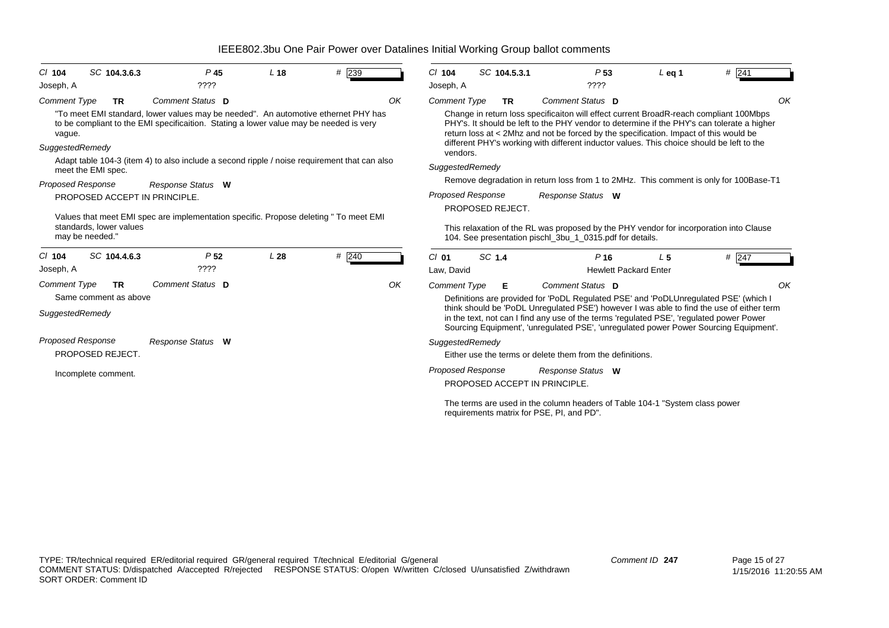# IEEE802.3bu One Pair Power over Datalines Initial Working Group ballot comments

**Cl** 104 **SC** 104.3.6.3 **P** 45 **L** 18 **#** 239

Joseph, A ????

*Comment Type* **TR** *Comment Status* **D** OK

"To meet EMI standard, lower values may be needed". An automotive ethernet PHY has to be compliant to the EMI specificaition. Stating a lower value may be needed is very vague.

*SuggestedRemedy*

Adapt table 104-3 (item 4) to also include a second ripple / noise requirement that can also meet the EMI spec.

*Proposed Response* *Response Status* **W**

PROPOSED ACCEPT IN PRINCIPLE.

Values that meet EMI spec are implementation specific. Propose deleting " To meet EMI standards, lower values may be needed."

---

**Cl** 104 **SC** 104.4.6.3 **P** 52 **L** 28 **#** 240

Joseph, A ????

*Comment Type* **TR** *Comment Status* **D** OK

Same comment as above

*SuggestedRemedy*

*Proposed Response* *Response Status* **W**

PROPOSED REJECT.

Incomplete comment.

---

**Cl** 104 **SC** 104.5.3.1 **P** 53 **L** eq 1 **#** 241

Joseph, A ????

*Comment Type* **TR** *Comment Status* **D** OK

Change in return loss specificaiton will effect current BroadR-reach compliant 100Mbps PHY's. It should be left to the PHY vendor to determine if the PHY's can tolerate a higher return loss at < 2Mhz and not be forced by the specification. Impact of this would be different PHY's working with different inductor values. This choice should be left to the vendors.

*SuggestedRemedy*

Remove degradation in return loss from 1 to 2MHz. This comment is only for 100Base-T1

*Proposed Response* *Response Status* **W**

PROPOSED REJECT.

This relaxation of the RL was proposed by the PHY vendor for incorporation into Clause 104. See presentation pischl_3bu_1_0315.pdf for details.

---

**Cl** 01 **SC** 1.4 **P** 16 **L** 5 **#** 247

Law, David Hewlett Packard Enter

*Comment Type* **E** *Comment Status* **D** OK

Definitions are provided for 'PoDL Regulated PSE' and 'PoDLUnregulated PSE' (which I think should be 'PoDL Unregulated PSE') however I was able to find the use of either term in the text, not can I find any use of the terms 'regulated PSE', 'regulated power Power Sourcing Equipment', 'unregulated PSE', 'unregulated power Power Sourcing Equipment'.

*SuggestedRemedy*

Either use the terms or delete them from the definitions.

*Proposed Response* *Response Status* **W**

PROPOSED ACCEPT IN PRINCIPLE.

The terms are used in the column headers of Table 104-1 "System class power requirements matrix for PSE, PI, and PD".

---

TYPE: TR/technical required ER/editorial required GR/general required T/technical E/editorial G/general
COMMENT STATUS: D/dispatched A/accepted R/rejected RESPONSE STATUS: O/open W/written C/closed U/unsatisfied Z/withdrawn
SORT ORDER: Comment ID

Comment ID **247**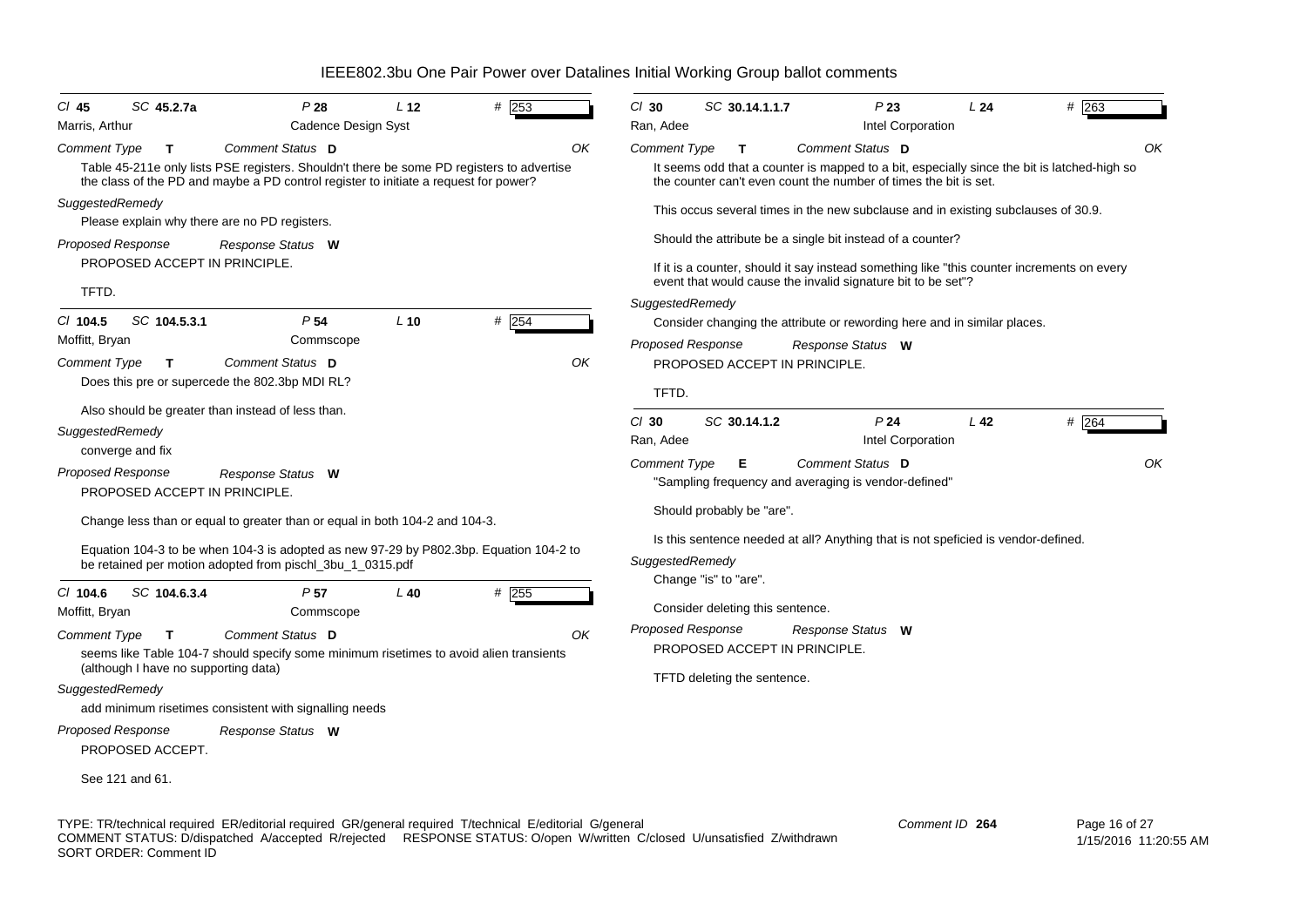# IEEE802.3bu One Pair Power over Datalines Initial Working Group ballot comments

*Cl* **45** *SC* **45.2.7a** *P* **28** *L* **12** *#* **253**
Marris, Arthur — Cadence Design Syst

*Comment Type* **T** *Comment Status* **D** *OK*

Table 45-211e only lists PSE registers. Shouldn't there be some PD registers to advertise the class of the PD and maybe a PD control register to initiate a request for power?

*SuggestedRemedy*

Please explain why there are no PD registers.

*Proposed Response* *Response Status* **W**

PROPOSED ACCEPT IN PRINCIPLE.

TFTD.

---

*Cl* **104.5** *SC* **104.5.3.1** *P* **54** *L* **10** *#* **254**
Moffitt, Bryan — Commscope

*Comment Type* **T** *Comment Status* **D** *OK*

Does this pre or supercede the 802.3bp MDI RL?

Also should be greater than instead of less than.

*SuggestedRemedy*

converge and fix

*Proposed Response* *Response Status* **W**

PROPOSED ACCEPT IN PRINCIPLE.

Change less than or equal to greater than or equal in both 104-2 and 104-3.

Equation 104-3 to be when 104-3 is adopted as new 97-29 by P802.3bp. Equation 104-2 to be retained per motion adopted from pischl_3bu_1_0315.pdf

---

*Cl* **104.6** *SC* **104.6.3.4** *P* **57** *L* **40** *#* **255**
Moffitt, Bryan — Commscope

*Comment Type* **T** *Comment Status* **D** *OK*

seems like Table 104-7 should specify some minimum risetimes to avoid alien transients (although I have no supporting data)

*SuggestedRemedy*

add minimum risetimes consistent with signalling needs

*Proposed Response* *Response Status* **W**

PROPOSED ACCEPT.

See 121 and 61.

---

*Cl* **30** *SC* **30.14.1.1.7** *P* **23** *L* **24** *#* **263**
Ran, Adee — Intel Corporation

*Comment Type* **T** *Comment Status* **D** *OK*

It seems odd that a counter is mapped to a bit, especially since the bit is latched-high so the counter can't even count the number of times the bit is set.

This occus several times in the new subclause and in existing subclauses of 30.9.

Should the attribute be a single bit instead of a counter?

If it is a counter, should it say instead something like "this counter increments on every event that would cause the invalid signature bit to be set"?

*SuggestedRemedy*

Consider changing the attribute or rewording here and in similar places.

*Proposed Response* *Response Status* **W**

PROPOSED ACCEPT IN PRINCIPLE.

TFTD.

---

*Cl* **30** *SC* **30.14.1.2** *P* **24** *L* **42** *#* **264**
Ran, Adee — Intel Corporation

*Comment Type* **E** *Comment Status* **D** *OK*

"Sampling frequency and averaging is vendor-defined"

Should probably be "are".

Is this sentence needed at all? Anything that is not speficied is vendor-defined.

*SuggestedRemedy*

Change "is" to "are".

Consider deleting this sentence.

*Proposed Response* *Response Status* **W**

PROPOSED ACCEPT IN PRINCIPLE.

TFTD deleting the sentence.

---

TYPE: TR/technical required ER/editorial required GR/general required T/technical E/editorial G/general
COMMENT STATUS: D/dispatched A/accepted R/rejected RESPONSE STATUS: O/open W/written C/closed U/unsatisfied Z/withdrawn
SORT ORDER: Comment ID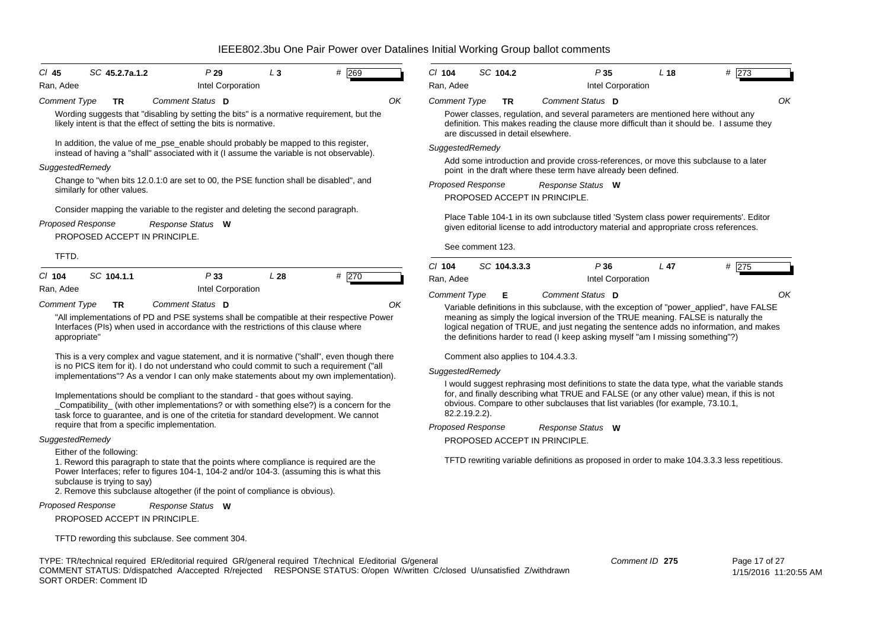# IEEE802.3bu One Pair Power over Datalines Initial Working Group ballot comments

**Cl** 45 **SC** 45.2.7a.1.2 **P** 29 **L** 3 **#** 269
Ran, Adee — Intel Corporation

*Comment Type* **TR** *Comment Status* **D** OK

Wording suggests that "disabling by setting the bits" is a normative requirement, but the likely intent is that the effect of setting the bits is normative.

In addition, the value of me_pse_enable should probably be mapped to this register, instead of having a "shall" associated with it (I assume the variable is not observable).

*SuggestedRemedy*

Change to "when bits 12.0.1:0 are set to 00, the PSE function shall be disabled", and similarly for other values.

Consider mapping the variable to the register and deleting the second paragraph.

*Proposed Response* *Response Status* **W**

PROPOSED ACCEPT IN PRINCIPLE.

TFTD.

---

**Cl** 104 **SC** 104.1.1 **P** 33 **L** 28 **#** 270
Ran, Adee — Intel Corporation

*Comment Type* **TR** *Comment Status* **D** OK

"All implementations of PD and PSE systems shall be compatible at their respective Power Interfaces (PIs) when used in accordance with the restrictions of this clause where appropriate"

This is a very complex and vague statement, and it is normative ("shall", even though there is no PICS item for it). I do not understand who could commit to such a requirement ("all implementations"? As a vendor I can only make statements about my own implementation).

Implementations should be compliant to the standard - that goes without saying. _Compatibility_ (with other implementations? or with something else?) is a concern for the task force to guarantee, and is one of the critetia for standard development. We cannot require that from a specific implementation.

*SuggestedRemedy*

Either of the following:
1. Reword this paragraph to state that the points where compliance is required are the Power Interfaces; refer to figures 104-1, 104-2 and/or 104-3. (assuming this is what this subclause is trying to say)
2. Remove this subclause altogether (if the point of compliance is obvious).

*Proposed Response* *Response Status* **W**

PROPOSED ACCEPT IN PRINCIPLE.

TFTD rewording this subclause. See comment 304.

---

**Cl** 104 **SC** 104.2 **P** 35 **L** 18 **#** 273
Ran, Adee — Intel Corporation

*Comment Type* **TR** *Comment Status* **D** OK

Power classes, regulation, and several parameters are mentioned here without any definition. This makes reading the clause more difficult than it should be. I assume they are discussed in detail elsewhere.

*SuggestedRemedy*

Add some introduction and provide cross-references, or move this subclause to a later point in the draft where these term have already been defined.

*Proposed Response* *Response Status* **W**

PROPOSED ACCEPT IN PRINCIPLE.

Place Table 104-1 in its own subclause titled 'System class power requirements'. Editor given editorial license to add introductory material and appropriate cross references.

See comment 123.

---

**Cl** 104 **SC** 104.3.3.3 **P** 36 **L** 47 **#** 275
Ran, Adee — Intel Corporation

*Comment Type* **E** *Comment Status* **D** OK

Variable definitions in this subclause, with the exception of "power_applied", have FALSE meaning as simply the logical inversion of the TRUE meaning. FALSE is naturally the logical negation of TRUE, and just negating the sentence adds no information, and makes the definitions harder to read (I keep asking myself "am I missing something"?)

Comment also applies to 104.4.3.3.

*SuggestedRemedy*

I would suggest rephrasing most definitions to state the data type, what the variable stands for, and finally describing what TRUE and FALSE (or any other value) mean, if this is not obvious. Compare to other subclauses that list variables (for example, 73.10.1, 82.2.19.2.2).

*Proposed Response* *Response Status* **W**

PROPOSED ACCEPT IN PRINCIPLE.

TFTD rewriting variable definitions as proposed in order to make 104.3.3.3 less repetitious.

---

TYPE: TR/technical required ER/editorial required GR/general required T/technical E/editorial G/general
COMMENT STATUS: D/dispatched A/accepted R/rejected RESPONSE STATUS: O/open W/written C/closed U/unsatisfied Z/withdrawn
SORT ORDER: Comment ID

Comment ID 275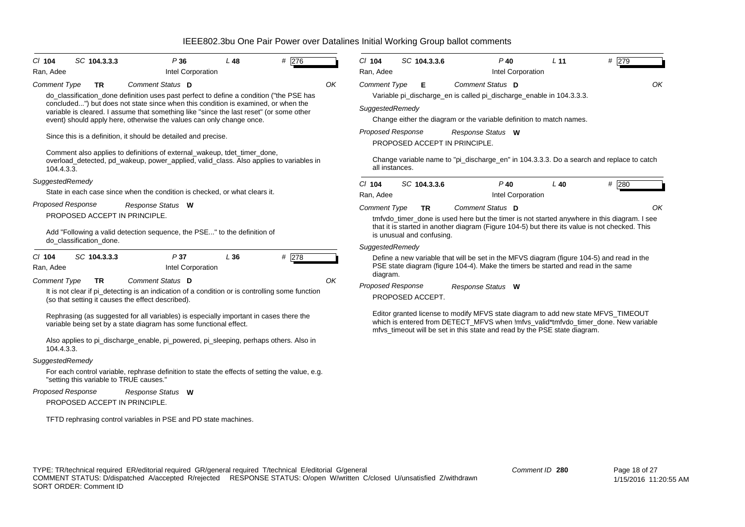# IEEE802.3bu One Pair Power over Datalines Initial Working Group ballot comments

**Cl** 104 **SC** 104.3.3.3 **P** 36 **L** 48 **#** 276

Ran, Adee — Intel Corporation

*Comment Type* **TR** *Comment Status* **D** OK

do_classification_done definition uses past perfect to define a condition ("the PSE has concluded...") but does not state since when this condition is examined, or when the variable is cleared. I assume that something like "since the last reset" (or some other event) should apply here, otherwise the values can only change once.

Since this is a definition, it should be detailed and precise.

Comment also applies to definitions of external_wakeup, tdet_timer_done, overload_detected, pd_wakeup, power_applied, valid_class. Also applies to variables in 104.4.3.3.

*SuggestedRemedy*

State in each case since when the condition is checked, or what clears it.

*Proposed Response* *Response Status* **W**

PROPOSED ACCEPT IN PRINCIPLE.

Add "Following a valid detection sequence, the PSE..." to the definition of do_classification_done.

---

**Cl** 104 **SC** 104.3.3.3 **P** 37 **L** 36 **#** 278

Ran, Adee — Intel Corporation

*Comment Type* **TR** *Comment Status* **D** OK

It is not clear if pi_detecting is an indication of a condition or is controlling some function (so that setting it causes the effect described).

Rephrasing (as suggested for all variables) is especially important in cases there the variable being set by a state diagram has some functional effect.

Also applies to pi_discharge_enable, pi_powered, pi_sleeping, perhaps others. Also in 104.4.3.3.

*SuggestedRemedy*

For each control variable, rephrase definition to state the effects of setting the value, e.g. "setting this variable to TRUE causes."

*Proposed Response* *Response Status* **W**

PROPOSED ACCEPT IN PRINCIPLE.

TFTD rephrasing control variables in PSE and PD state machines.

---

**Cl** 104 **SC** 104.3.3.6 **P** 40 **L** 11 **#** 279

Ran, Adee — Intel Corporation

*Comment Type* **E** *Comment Status* **D** OK

Variable pi_discharge_en is called pi_discharge_enable in 104.3.3.3.

*SuggestedRemedy*

Change either the diagram or the variable definition to match names.

*Proposed Response* *Response Status* **W**

PROPOSED ACCEPT IN PRINCIPLE.

Change variable name to "pi_discharge_en" in 104.3.3.3. Do a search and replace to catch all instances.

---

**Cl** 104 **SC** 104.3.3.6 **P** 40 **L** 40 **#** 280

Ran, Adee — Intel Corporation

*Comment Type* **TR** *Comment Status* **D** OK

tmfvdo_timer_done is used here but the timer is not started anywhere in this diagram. I see that it is started in another diagram (Figure 104-5) but there its value is not checked. This is unusual and confusing.

*SuggestedRemedy*

Define a new variable that will be set in the MFVS diagram (figure 104-5) and read in the PSE state diagram (figure 104-4). Make the timers be started and read in the same diagram.

*Proposed Response* *Response Status* **W**

PROPOSED ACCEPT.

Editor granted license to modify MFVS state diagram to add new state MFVS_TIMEOUT which is entered from DETECT_MFVS when !mfvs_valid*tmfvdo_timer_done. New variable mfvs_timeout will be set in this state and read by the PSE state diagram.

---

TYPE: TR/technical required ER/editorial required GR/general required T/technical E/editorial G/general
COMMENT STATUS: D/dispatched A/accepted R/rejected RESPONSE STATUS: O/open W/written C/closed U/unsatisfied Z/withdrawn
SORT ORDER: Comment ID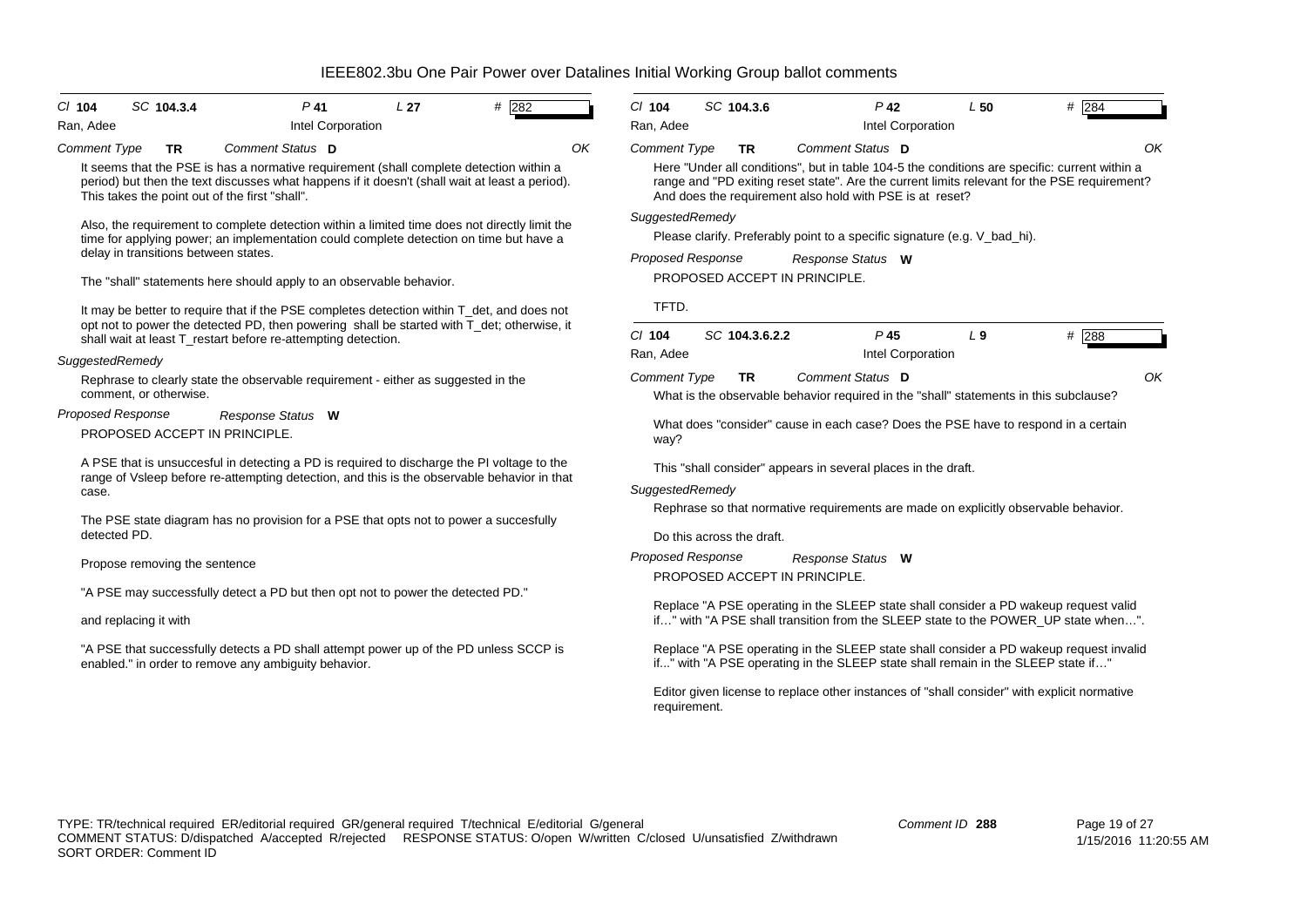# IEEE802.3bu One Pair Power over Datalines Initial Working Group ballot comments

**Cl** 104 **SC** 104.3.4 **P** 41 **L** 27 **#** 282

Ran, Adee — Intel Corporation

*Comment Type* **TR** *Comment Status* **D** OK

It seems that the PSE is has a normative requirement (shall complete detection within a period) but then the text discusses what happens if it doesn't (shall wait at least a period). This takes the point out of the first "shall".

Also, the requirement to complete detection within a limited time does not directly limit the time for applying power; an implementation could complete detection on time but have a delay in transitions between states.

The "shall" statements here should apply to an observable behavior.

It may be better to require that if the PSE completes detection within T_det, and does not opt not to power the detected PD, then powering shall be started with T_det; otherwise, it shall wait at least T_restart before re-attempting detection.

*SuggestedRemedy*

Rephrase to clearly state the observable requirement - either as suggested in the comment, or otherwise.

*Proposed Response* *Response Status* **W**

PROPOSED ACCEPT IN PRINCIPLE.

A PSE that is unsuccesful in detecting a PD is required to discharge the PI voltage to the range of Vsleep before re-attempting detection, and this is the observable behavior in that case.

The PSE state diagram has no provision for a PSE that opts not to power a succesfully detected PD.

Propose removing the sentence

"A PSE may successfully detect a PD but then opt not to power the detected PD."

and replacing it with

"A PSE that successfully detects a PD shall attempt power up of the PD unless SCCP is enabled." in order to remove any ambiguity behavior.

---

**Cl** 104 **SC** 104.3.6 **P** 42 **L** 50 **#** 284

Ran, Adee — Intel Corporation

*Comment Type* **TR** *Comment Status* **D** OK

Here "Under all conditions", but in table 104-5 the conditions are specific: current within a range and "PD exiting reset state". Are the current limits relevant for the PSE requirement? And does the requirement also hold with PSE is at reset?

*SuggestedRemedy*

Please clarify. Preferably point to a specific signature (e.g. V_bad_hi).

*Proposed Response* *Response Status* **W**

PROPOSED ACCEPT IN PRINCIPLE.

TFTD.

---

**Cl** 104 **SC** 104.3.6.2.2 **P** 45 **L** 9 **#** 288

Ran, Adee — Intel Corporation

*Comment Type* **TR** *Comment Status* **D** OK

What is the observable behavior required in the "shall" statements in this subclause?

What does "consider" cause in each case? Does the PSE have to respond in a certain way?

This "shall consider" appears in several places in the draft.

*SuggestedRemedy*

Rephrase so that normative requirements are made on explicitly observable behavior.

Do this across the draft.

*Proposed Response* *Response Status* **W**

PROPOSED ACCEPT IN PRINCIPLE.

Replace "A PSE operating in the SLEEP state shall consider a PD wakeup request valid if…" with "A PSE shall transition from the SLEEP state to the POWER_UP state when…".

Replace "A PSE operating in the SLEEP state shall consider a PD wakeup request invalid if..." with "A PSE operating in the SLEEP state shall remain in the SLEEP state if…"

Editor given license to replace other instances of "shall consider" with explicit normative requirement.

---

TYPE: TR/technical required ER/editorial required GR/general required T/technical E/editorial G/general
COMMENT STATUS: D/dispatched A/accepted R/rejected RESPONSE STATUS: O/open W/written C/closed U/unsatisfied Z/withdrawn
SORT ORDER: Comment ID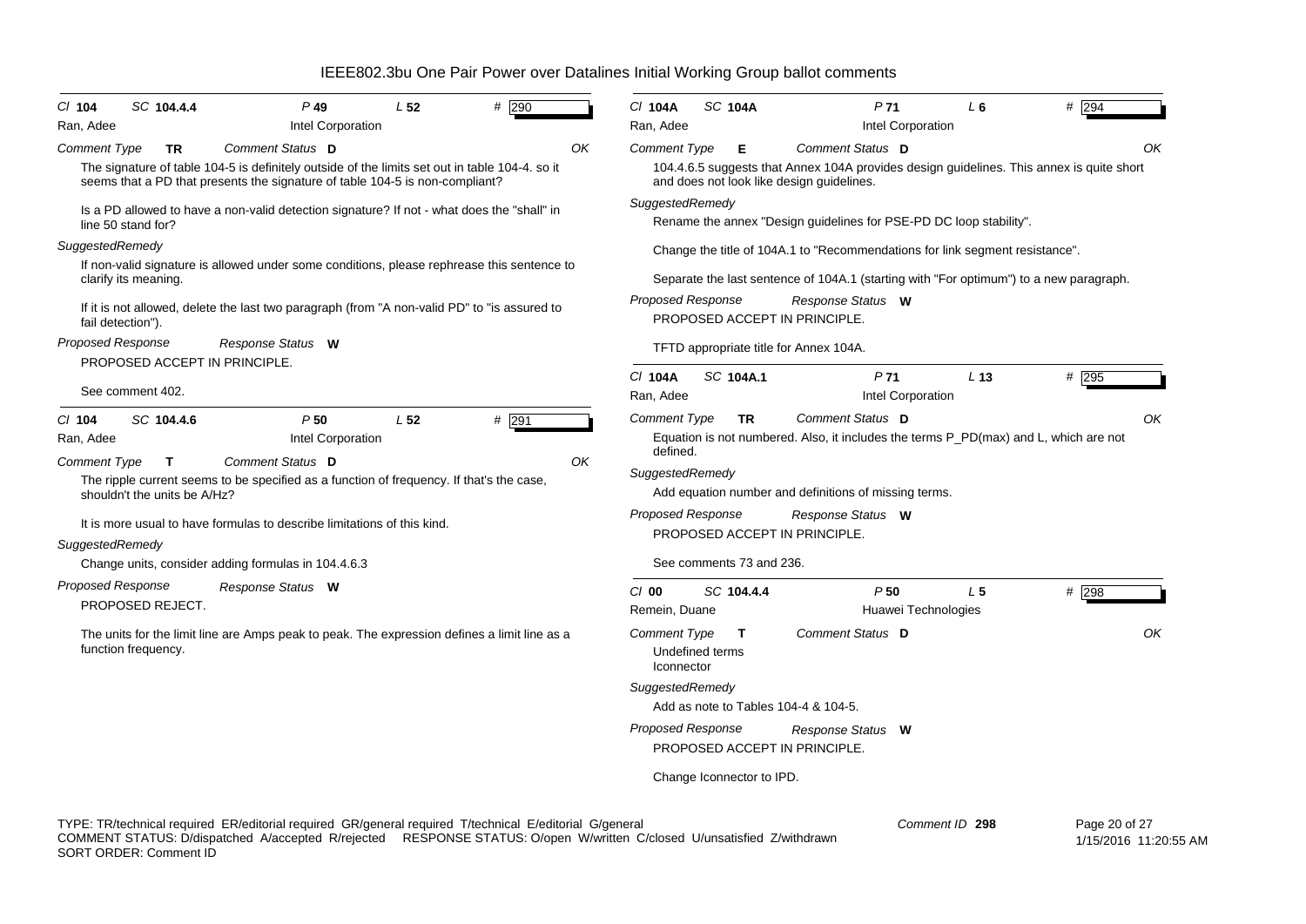# IEEE802.3bu One Pair Power over Datalines Initial Working Group ballot comments

**Cl** 104 **SC** 104.4.4 **P** 49 **L** 52 **#** 290
Ran, Adee — Intel Corporation

*Comment Type* **TR** *Comment Status* **D** OK

The signature of table 104-5 is definitely outside of the limits set out in table 104-4. so it seems that a PD that presents the signature of table 104-5 is non-compliant?

Is a PD allowed to have a non-valid detection signature? If not - what does the "shall" in line 50 stand for?

*SuggestedRemedy*

If non-valid signature is allowed under some conditions, please rephrease this sentence to clarify its meaning.

If it is not allowed, delete the last two paragraph (from "A non-valid PD" to "is assured to fail detection").

*Proposed Response* *Response Status* **W**

PROPOSED ACCEPT IN PRINCIPLE.

See comment 402.

---

**Cl** 104 **SC** 104.4.6 **P** 50 **L** 52 **#** 291
Ran, Adee — Intel Corporation

*Comment Type* **T** *Comment Status* **D** OK

The ripple current seems to be specified as a function of frequency. If that's the case, shouldn't the units be A/Hz?

It is more usual to have formulas to describe limitations of this kind.

*SuggestedRemedy*

Change units, consider adding formulas in 104.4.6.3

*Proposed Response* *Response Status* **W**

PROPOSED REJECT.

The units for the limit line are Amps peak to peak. The expression defines a limit line as a function frequency.

---

**Cl** 104A **SC** 104A **P** 71 **L** 6 **#** 294
Ran, Adee — Intel Corporation

*Comment Type* **E** *Comment Status* **D** OK

104.4.6.5 suggests that Annex 104A provides design guidelines. This annex is quite short and does not look like design guidelines.

*SuggestedRemedy*

Rename the annex "Design guidelines for PSE-PD DC loop stability".

Change the title of 104A.1 to "Recommendations for link segment resistance".

Separate the last sentence of 104A.1 (starting with "For optimum") to a new paragraph.

*Proposed Response* *Response Status* **W**

PROPOSED ACCEPT IN PRINCIPLE.

TFTD appropriate title for Annex 104A.

---

**Cl** 104A **SC** 104A.1 **P** 71 **L** 13 **#** 295
Ran, Adee — Intel Corporation

*Comment Type* **TR** *Comment Status* **D** OK

Equation is not numbered. Also, it includes the terms P_PD(max) and L, which are not defined.

*SuggestedRemedy*

Add equation number and definitions of missing terms.

*Proposed Response* *Response Status* **W**

PROPOSED ACCEPT IN PRINCIPLE.

See comments 73 and 236.

---

**Cl** 00 **SC** 104.4.4 **P** 50 **L** 5 **#** 298
Remein, Duane — Huawei Technologies

*Comment Type* **T** *Comment Status* **D** OK

Undefined terms
Iconnector

*SuggestedRemedy*

Add as note to Tables 104-4 & 104-5.

*Proposed Response* *Response Status* **W**

PROPOSED ACCEPT IN PRINCIPLE.

Change Iconnector to IPD.

---

TYPE: TR/technical required ER/editorial required GR/general required T/technical E/editorial G/general
COMMENT STATUS: D/dispatched A/accepted R/rejected RESPONSE STATUS: O/open W/written C/closed U/unsatisfied Z/withdrawn
SORT ORDER: Comment ID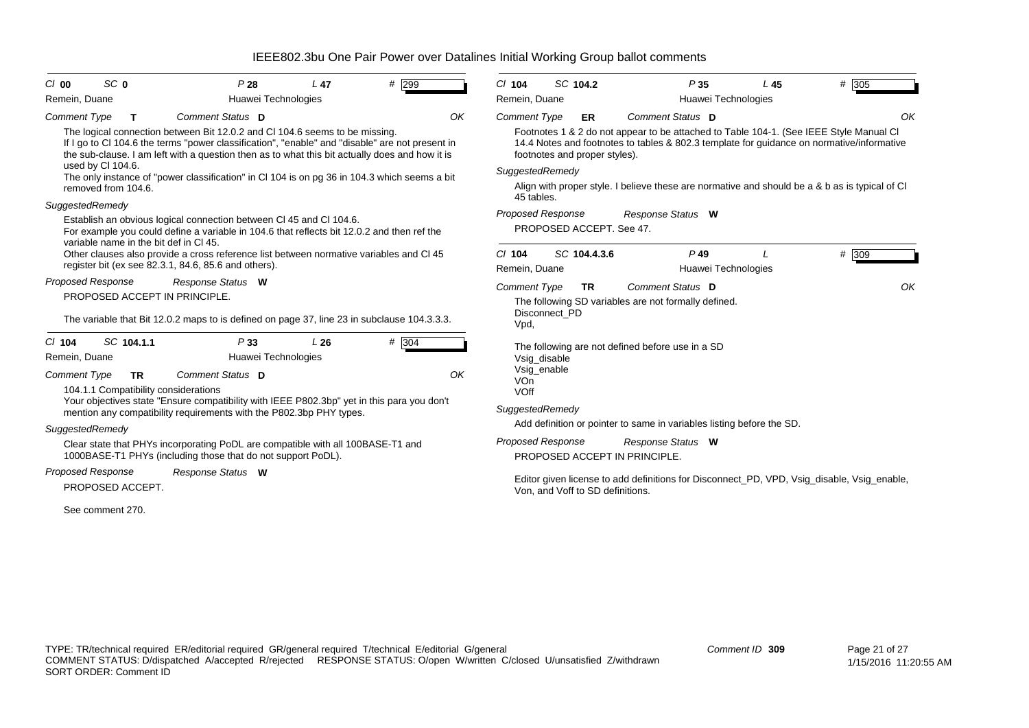# IEEE802.3bu One Pair Power over Datalines Initial Working Group ballot comments

---

*Cl* **00** *SC* **0** *P* **28** *L* **47** # **299**

Remein, Duane — Huawei Technologies

*Comment Type* **T** *Comment Status* **D** OK

The logical connection between Bit 12.0.2 and Cl 104.6 seems to be missing.
If I go to Cl 104.6 the terms "power classification", "enable" and "disable" are not present in the sub-clause. I am left with a question then as to what this bit actually does and how it is used by Cl 104.6.
The only instance of "power classification" in Cl 104 is on pg 36 in 104.3 which seems a bit removed from 104.6.

*SuggestedRemedy*

Establish an obvious logical connection between Cl 45 and Cl 104.6.
For example you could define a variable in 104.6 that reflects bit 12.0.2 and then ref the variable name in the bit def in Cl 45.
Other clauses also provide a cross reference list between normative variables and Cl 45 register bit (ex see 82.3.1, 84.6, 85.6 and others).

*Proposed Response* *Response Status* **W**

PROPOSED ACCEPT IN PRINCIPLE.

The variable that Bit 12.0.2 maps to is defined on page 37, line 23 in subclause 104.3.3.3.

---

*Cl* **104** *SC* **104.1.1** *P* **33** *L* **26** # **304**

Remein, Duane — Huawei Technologies

*Comment Type* **TR** *Comment Status* **D** OK

104.1.1 Compatibility considerations
Your objectives state "Ensure compatibility with IEEE P802.3bp" yet in this para you don't mention any compatibility requirements with the P802.3bp PHY types.

*SuggestedRemedy*

Clear state that PHYs incorporating PoDL are compatible with all 100BASE-T1 and 1000BASE-T1 PHYs (including those that do not support PoDL).

*Proposed Response* *Response Status* **W**

PROPOSED ACCEPT.

See comment 270.

---

*Cl* **104** *SC* **104.2** *P* **35** *L* **45** # **305**

Remein, Duane — Huawei Technologies

*Comment Type* **ER** *Comment Status* **D** OK

Footnotes 1 & 2 do not appear to be attached to Table 104-1. (See IEEE Style Manual Cl 14.4 Notes and footnotes to tables & 802.3 template for guidance on normative/informative footnotes and proper styles).

*SuggestedRemedy*

Align with proper style. I believe these are normative and should be a & b as is typical of Cl 45 tables.

*Proposed Response* *Response Status* **W**

PROPOSED ACCEPT. See 47.

---

*Cl* **104** *SC* **104.4.3.6** *P* **49** *L* # **309**

Remein, Duane — Huawei Technologies

*Comment Type* **TR** *Comment Status* **D** OK

The following SD variables are not formally defined.
Disconnect_PD
Vpd,

The following are not defined before use in a SD
Vsig_disable
Vsig_enable
VOn
VOff

*SuggestedRemedy*

Add definition or pointer to same in variables listing before the SD.

*Proposed Response* *Response Status* **W**

PROPOSED ACCEPT IN PRINCIPLE.

Editor given license to add definitions for Disconnect_PD, VPD, Vsig_disable, Vsig_enable, Von, and Voff to SD definitions.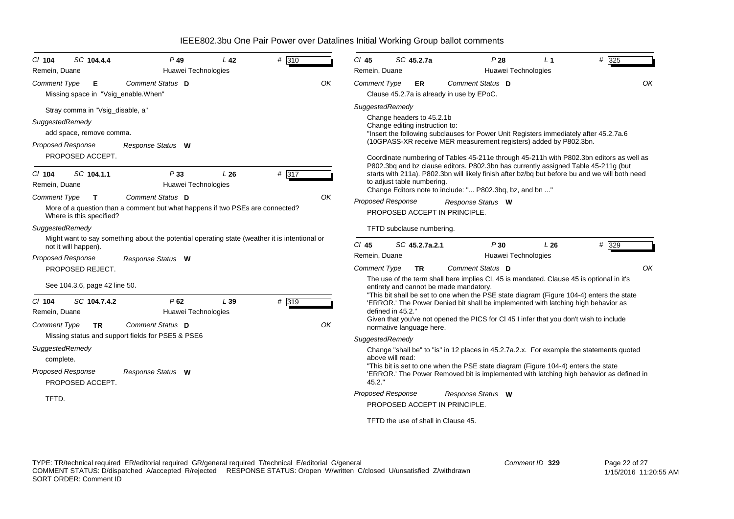# IEEE802.3bu One Pair Power over Datalines Initial Working Group ballot comments

**Cl 104 SC 104.4.4 P 49 L 42 # 310**
Remein, Duane — Huawei Technologies

*Comment Type* **E** *Comment Status* **D** — OK

Missing space in "Vsig_enable.When"

Stray comma in "Vsig_disable, a"

*SuggestedRemedy*

add space, remove comma.

*Proposed Response* *Response Status* **W**

PROPOSED ACCEPT.

---

**Cl 104 SC 104.1.1 P 33 L 26 # 317**
Remein, Duane — Huawei Technologies

*Comment Type* **T** *Comment Status* **D** — OK

More of a question than a comment but what happens if two PSEs are connected? Where is this specified?

*SuggestedRemedy*

Might want to say something about the potential operating state (weather it is intentional or not it will happen).

*Proposed Response* *Response Status* **W**

PROPOSED REJECT.

See 104.3.6, page 42 line 50.

---

**Cl 104 SC 104.7.4.2 P 62 L 39 # 319**
Remein, Duane — Huawei Technologies

*Comment Type* **TR** *Comment Status* **D** — OK

Missing status and support fields for PSE5 & PSE6

*SuggestedRemedy*

complete.

*Proposed Response* *Response Status* **W**

PROPOSED ACCEPT.

TFTD.

---

**Cl 45 SC 45.2.7a P 28 L 1 # 325**
Remein, Duane — Huawei Technologies

*Comment Type* **ER** *Comment Status* **D** — OK

Clause 45.2.7a is already in use by EPoC.

*SuggestedRemedy*

Change headers to 45.2.1b
Change editing instruction to:
"Insert the following subclauses for Power Unit Registers immediately after 45.2.7a.6 (10GPASS-XR receive MER measurement registers) added by P802.3bn.

Coordinate numbering of Tables 45-211e through 45-211h with P802.3bn editors as well as P802.3bq and bz clause editors. P802.3bn has currently assigned Table 45-211g (but starts with 211a). P802.3bn will likely finish after bz/bq but before bu and we will both need to adjust table numbering.
Change Editors note to include: "... P802.3bq, bz, and bn ..."

*Proposed Response* *Response Status* **W**

PROPOSED ACCEPT IN PRINCIPLE.

TFTD subclause numbering.

---

**Cl 45 SC 45.2.7a.2.1 P 30 L 26 # 329**
Remein, Duane — Huawei Technologies

*Comment Type* **TR** *Comment Status* **D** — OK

The use of the term shall here implies CL 45 is mandated. Clause 45 is optional in it's entirety and cannot be made mandatory.
"This bit shall be set to one when the PSE state diagram (Figure 104-4) enters the state 'ERROR.' The Power Denied bit shall be implemented with latching high behavior as defined in 45.2."
Given that you've not opened the PICS for Cl 45 I infer that you don't wish to include normative language here.

*SuggestedRemedy*

Change "shall be" to "is" in 12 places in 45.2.7a.2.x. For example the statements quoted above will read:
"This bit is set to one when the PSE state diagram (Figure 104-4) enters the state 'ERROR.' The Power Removed bit is implemented with latching high behavior as defined in 45.2."

*Proposed Response* *Response Status* **W**

PROPOSED ACCEPT IN PRINCIPLE.

TFTD the use of shall in Clause 45.

---

TYPE: TR/technical required ER/editorial required GR/general required T/technical E/editorial G/general
COMMENT STATUS: D/dispatched A/accepted R/rejected RESPONSE STATUS: O/open W/written C/closed U/unsatisfied Z/withdrawn
SORT ORDER: Comment ID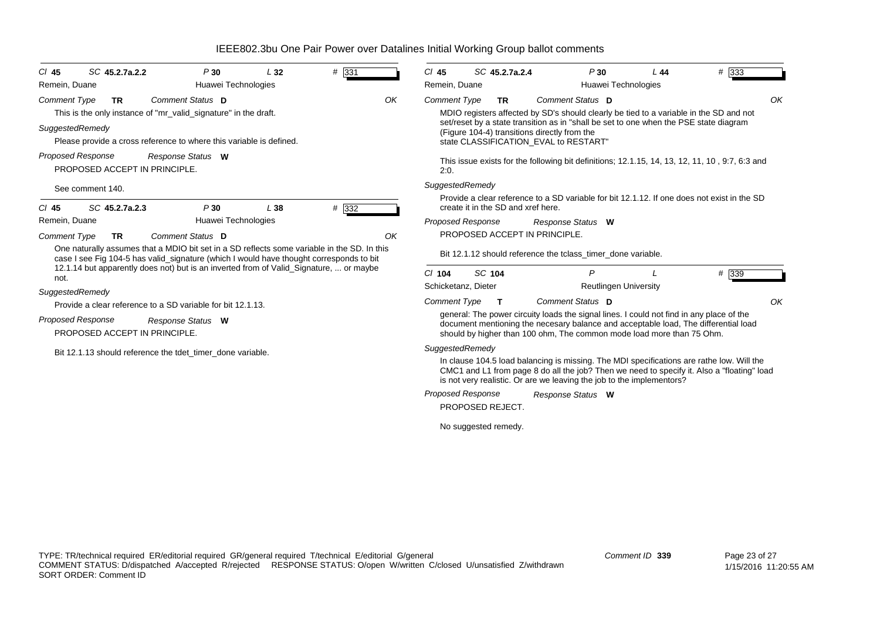# IEEE802.3bu One Pair Power over Datalines Initial Working Group ballot comments

**Cl** 45 **SC** 45.2.7a.2.2 **P** 30 **L** 32 **#** 331
Remein, Duane — Huawei Technologies

*Comment Type* **TR** *Comment Status* **D** — OK

This is the only instance of "mr_valid_signature" in the draft.

*SuggestedRemedy*

Please provide a cross reference to where this variable is defined.

*Proposed Response* *Response Status* **W**

PROPOSED ACCEPT IN PRINCIPLE.

See comment 140.

---

**Cl** 45 **SC** 45.2.7a.2.3 **P** 30 **L** 38 **#** 332
Remein, Duane — Huawei Technologies

*Comment Type* **TR** *Comment Status* **D** — OK

One naturally assumes that a MDIO bit set in a SD reflects some variable in the SD. In this case I see Fig 104-5 has valid_signature (which I would have thought corresponds to bit 12.1.14 but apparently does not) but is an inverted from of Valid_Signature, ... or maybe not.

*SuggestedRemedy*

Provide a clear reference to a SD variable for bit 12.1.13.

*Proposed Response* *Response Status* **W**

PROPOSED ACCEPT IN PRINCIPLE.

Bit 12.1.13 should reference the tdet_timer_done variable.

---

**Cl** 45 **SC** 45.2.7a.2.4 **P** 30 **L** 44 **#** 333
Remein, Duane — Huawei Technologies

*Comment Type* **TR** *Comment Status* **D** — OK

MDIO registers affected by SD's should clearly be tied to a variable in the SD and not set/reset by a state transition as in "shall be set to one when the PSE state diagram (Figure 104-4) transitions directly from the state CLASSIFICATION_EVAL to RESTART"

This issue exists for the following bit definitions; 12.1.15, 14, 13, 12, 11, 10 , 9:7, 6:3 and 2:0.

*SuggestedRemedy*

Provide a clear reference to a SD variable for bit 12.1.12. If one does not exist in the SD create it in the SD and xref here.

*Proposed Response* *Response Status* **W**

PROPOSED ACCEPT IN PRINCIPLE.

Bit 12.1.12 should reference the tclass_timer_done variable.

---

**Cl** 104 **SC** 104 **P** **L** **#** 339
Schicketanz, Dieter — Reutlingen University

*Comment Type* **T** *Comment Status* **D** — OK

general: The power circuity loads the signal lines. I could not find in any place of the document mentioning the necesary balance and acceptable load, The differential load should by higher than 100 ohm, The common mode load more than 75 Ohm.

*SuggestedRemedy*

In clause 104.5 load balancing is missing. The MDI specifications are rathe low. Will the CMC1 and L1 from page 8 do all the job? Then we need to specify it. Also a "floating" load is not very realistic. Or are we leaving the job to the implementors?

*Proposed Response* *Response Status* **W**

PROPOSED REJECT.

No suggested remedy.

---

TYPE: TR/technical required ER/editorial required GR/general required T/technical E/editorial G/general
COMMENT STATUS: D/dispatched A/accepted R/rejected RESPONSE STATUS: O/open W/written C/closed U/unsatisfied Z/withdrawn
SORT ORDER: Comment ID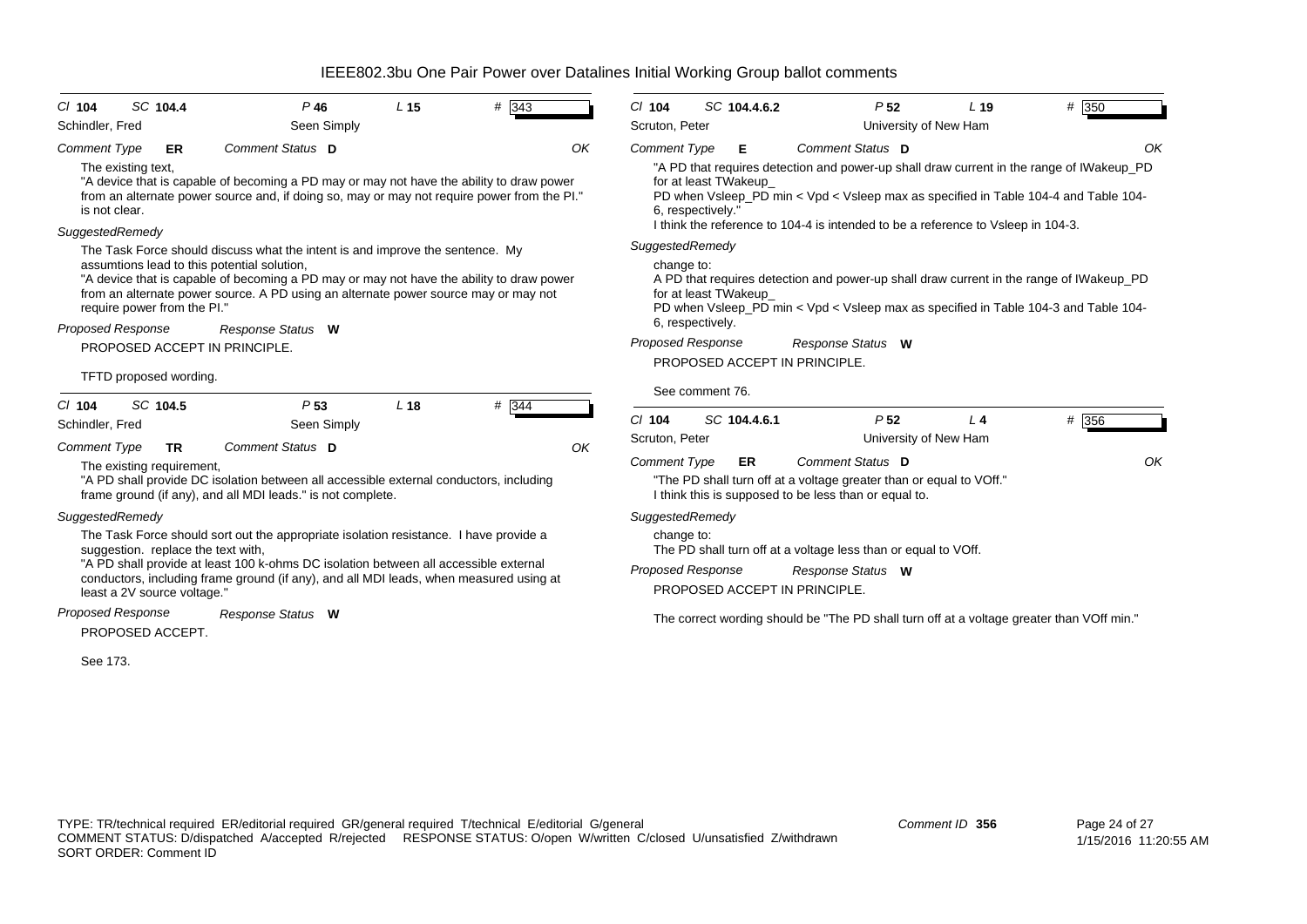# IEEE802.3bu One Pair Power over Datalines Initial Working Group ballot comments

**Cl** 104 **SC** 104.4 **P** 46 **L** 15 **#** 343

Schindler, Fred — Seen Simply

**Comment Type** ER **Comment Status** D — OK

The existing text,
"A device that is capable of becoming a PD may or may not have the ability to draw power from an alternate power source and, if doing so, may or may not require power from the PI." is not clear.

*SuggestedRemedy*

The Task Force should discuss what the intent is and improve the sentence. My assumtions lead to this potential solution,
"A device that is capable of becoming a PD may or may not have the ability to draw power from an alternate power source. A PD using an alternate power source may or may not require power from the PI."

**Proposed Response** — **Response Status** W

PROPOSED ACCEPT IN PRINCIPLE.

TFTD proposed wording.

---

**Cl** 104 **SC** 104.5 **P** 53 **L** 18 **#** 344

Schindler, Fred — Seen Simply

**Comment Type** TR **Comment Status** D — OK

The existing requirement,
"A PD shall provide DC isolation between all accessible external conductors, including frame ground (if any), and all MDI leads." is not complete.

*SuggestedRemedy*

The Task Force should sort out the appropriate isolation resistance. I have provide a suggestion. replace the text with,
"A PD shall provide at least 100 k-ohms DC isolation between all accessible external conductors, including frame ground (if any), and all MDI leads, when measured using at least a 2V source voltage."

**Proposed Response** — **Response Status** W

PROPOSED ACCEPT.

See 173.

---

**Cl** 104 **SC** 104.4.6.2 **P** 52 **L** 19 **#** 350

Scruton, Peter — University of New Ham

**Comment Type** E **Comment Status** D — OK

"A PD that requires detection and power-up shall draw current in the range of IWakeup_PD for at least TWakeup_
PD when Vsleep_PD min < Vpd < Vsleep max as specified in Table 104-4 and Table 104-6, respectively."
I think the reference to 104-4 is intended to be a reference to Vsleep in 104-3.

*SuggestedRemedy*

change to:
A PD that requires detection and power-up shall draw current in the range of IWakeup_PD for at least TWakeup_
PD when Vsleep_PD min < Vpd < Vsleep max as specified in Table 104-3 and Table 104-6, respectively.

**Proposed Response** — **Response Status** W

PROPOSED ACCEPT IN PRINCIPLE.

See comment 76.

---

**Cl** 104 **SC** 104.4.6.1 **P** 52 **L** 4 **#** 356

Scruton, Peter — University of New Ham

**Comment Type** ER **Comment Status** D — OK

"The PD shall turn off at a voltage greater than or equal to VOff."
I think this is supposed to be less than or equal to.

*SuggestedRemedy*

change to:
The PD shall turn off at a voltage less than or equal to VOff.

**Proposed Response** — **Response Status** W

PROPOSED ACCEPT IN PRINCIPLE.

The correct wording should be "The PD shall turn off at a voltage greater than VOff min."

---

TYPE: TR/technical required ER/editorial required GR/general required T/technical E/editorial G/general
COMMENT STATUS: D/dispatched A/accepted R/rejected RESPONSE STATUS: O/open W/written C/closed U/unsatisfied Z/withdrawn
SORT ORDER: Comment ID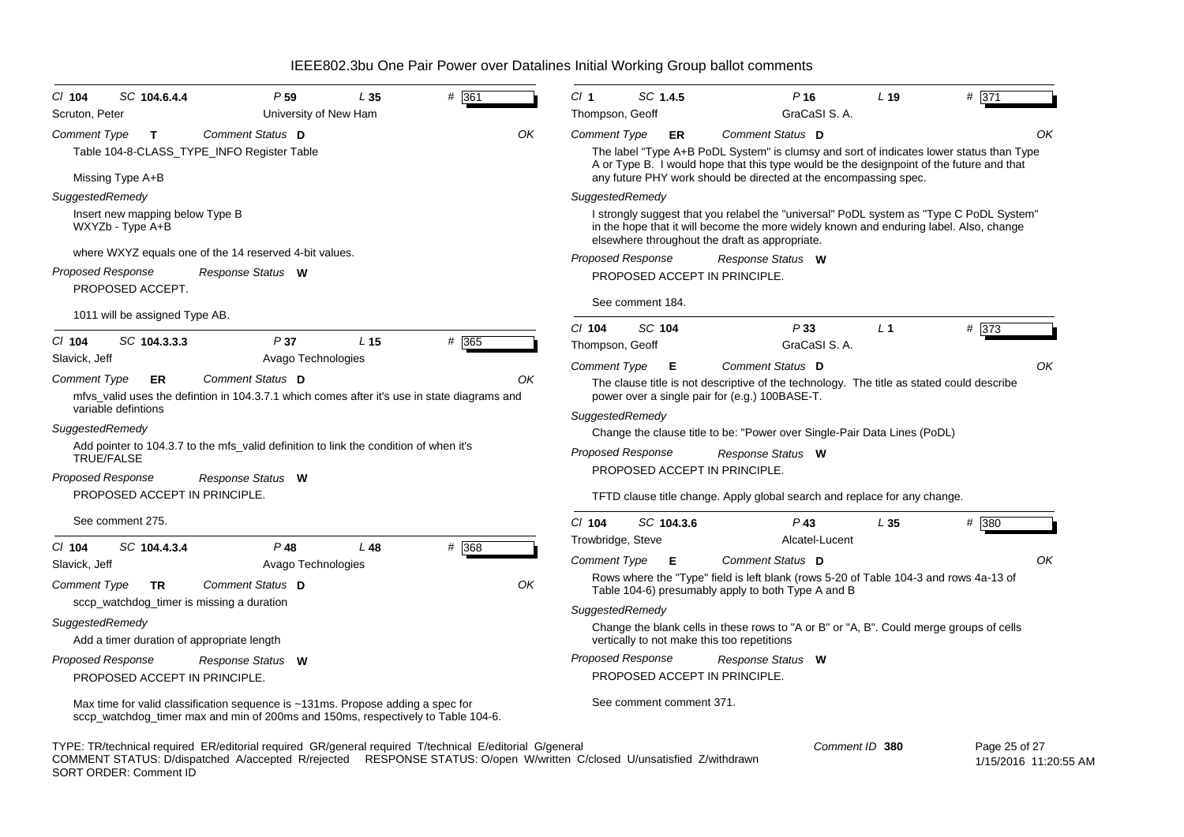# IEEE802.3bu One Pair Power over Datalines Initial Working Group ballot comments

**Cl 104 SC 104.6.4.4 P 59 L 35 # 361**
Scruton, Peter — University of New Ham

*Comment Type* **T** *Comment Status* **D** OK

Table 104-8-CLASS_TYPE_INFO Register Table

Missing Type A+B

*SuggestedRemedy*

Insert new mapping below Type B
WXYZb - Type A+B

where WXYZ equals one of the 14 reserved 4-bit values.

*Proposed Response* *Response Status* **W**

PROPOSED ACCEPT.

1011 will be assigned Type AB.

---

**Cl 104 SC 104.3.3.3 P 37 L 15 # 365**
Slavick, Jeff — Avago Technologies

*Comment Type* **ER** *Comment Status* **D** OK

mfvs_valid uses the defintion in 104.3.7.1 which comes after it's use in state diagrams and variable defintions

*SuggestedRemedy*

Add pointer to 104.3.7 to the mfs_valid definition to link the condition of when it's TRUE/FALSE

*Proposed Response* *Response Status* **W**

PROPOSED ACCEPT IN PRINCIPLE.

See comment 275.

---

**Cl 104 SC 104.4.3.4 P 48 L 48 # 368**
Slavick, Jeff — Avago Technologies

*Comment Type* **TR** *Comment Status* **D** OK

sccp_watchdog_timer is missing a duration

*SuggestedRemedy*

Add a timer duration of appropriate length

*Proposed Response* *Response Status* **W**

PROPOSED ACCEPT IN PRINCIPLE.

Max time for valid classification sequence is ~131ms. Propose adding a spec for sccp_watchdog_timer max and min of 200ms and 150ms, respectively to Table 104-6.

---

**Cl 1 SC 1.4.5 P 16 L 19 # 371**
Thompson, Geoff — GraCaSI S. A.

*Comment Type* **ER** *Comment Status* **D** OK

The label "Type A+B PoDL System" is clumsy and sort of indicates lower status than Type A or Type B. I would hope that this type would be the designpoint of the future and that any future PHY work should be directed at the encompassing spec.

*SuggestedRemedy*

I strongly suggest that you relabel the "universal" PoDL system as "Type C PoDL System" in the hope that it will become the more widely known and enduring label. Also, change elsewhere throughout the draft as appropriate.

*Proposed Response* *Response Status* **W**

PROPOSED ACCEPT IN PRINCIPLE.

See comment 184.

---

**Cl 104 SC 104 P 33 L 1 # 373**
Thompson, Geoff — GraCaSI S. A.

*Comment Type* **E** *Comment Status* **D** OK

The clause title is not descriptive of the technology. The title as stated could describe power over a single pair for (e.g.) 100BASE-T.

*SuggestedRemedy*

Change the clause title to be: "Power over Single-Pair Data Lines (PoDL)

*Proposed Response* *Response Status* **W**

PROPOSED ACCEPT IN PRINCIPLE.

TFTD clause title change. Apply global search and replace for any change.

---

**Cl 104 SC 104.3.6 P 43 L 35 # 380**
Trowbridge, Steve — Alcatel-Lucent

*Comment Type* **E** *Comment Status* **D** OK

Rows where the "Type" field is left blank (rows 5-20 of Table 104-3 and rows 4a-13 of Table 104-6) presumably apply to both Type A and B

*SuggestedRemedy*

Change the blank cells in these rows to "A or B" or "A, B". Could merge groups of cells vertically to not make this too repetitions

*Proposed Response* *Response Status* **W**

PROPOSED ACCEPT IN PRINCIPLE.

See comment comment 371.

---

TYPE: TR/technical required ER/editorial required GR/general required T/technical E/editorial G/general
COMMENT STATUS: D/dispatched A/accepted R/rejected RESPONSE STATUS: O/open W/written C/closed U/unsatisfied Z/withdrawn
SORT ORDER: Comment ID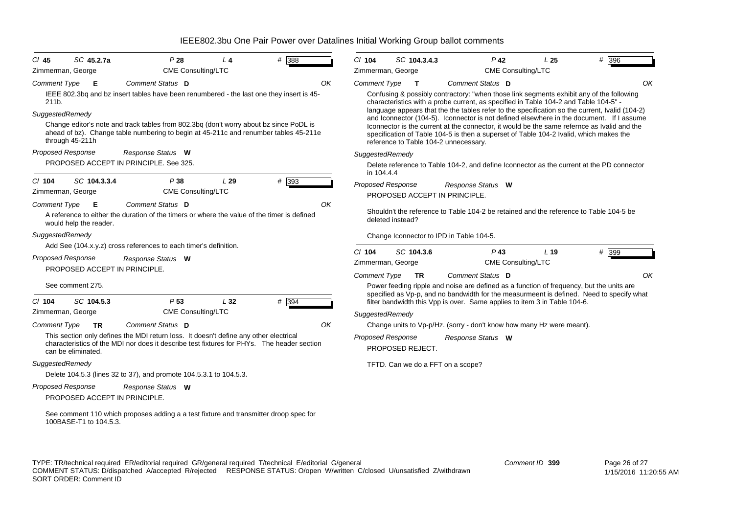# IEEE802.3bu One Pair Power over Datalines Initial Working Group ballot comments

**Cl 45 SC 45.2.7a P 28 L 4 # 388**
Zimmerman, George — CME Consulting/LTC
*Comment Type* E — *Comment Status* D — OK

IEEE 802.3bq and bz insert tables have been renumbered - the last one they insert is 45-211b.

*SuggestedRemedy*

Change editor's note and track tables from 802.3bq (don't worry about bz since PoDL is ahead of bz). Change table numbering to begin at 45-211c and renumber tables 45-211e through 45-211h

*Proposed Response* — *Response Status* W

PROPOSED ACCEPT IN PRINCIPLE. See 325.

---

**Cl 104 SC 104.3.3.4 P 38 L 29 # 393**
Zimmerman, George — CME Consulting/LTC
*Comment Type* E — *Comment Status* D — OK

A reference to either the duration of the timers or where the value of the timer is defined would help the reader.

*SuggestedRemedy*

Add See (104.x.y.z) cross references to each timer's definition.

*Proposed Response* — *Response Status* W

PROPOSED ACCEPT IN PRINCIPLE.

See comment 275.

---

**Cl 104 SC 104.5.3 P 53 L 32 # 394**
Zimmerman, George — CME Consulting/LTC
*Comment Type* TR — *Comment Status* D — OK

This section only defines the MDI return loss. It doesn't define any other electrical characteristics of the MDI nor does it describe test fixtures for PHYs. The header section can be eliminated.

*SuggestedRemedy*

Delete 104.5.3 (lines 32 to 37), and promote 104.5.3.1 to 104.5.3.

*Proposed Response* — *Response Status* W

PROPOSED ACCEPT IN PRINCIPLE.

See comment 110 which proposes adding a a test fixture and transmitter droop spec for 100BASE-T1 to 104.5.3.

---

**Cl 104 SC 104.3.4.3 P 42 L 25 # 396**
Zimmerman, George — CME Consulting/LTC
*Comment Type* T — *Comment Status* D — OK

Confusing & possibly contractory: "when those link segments exhibit any of the following characteristics with a probe current, as specified in Table 104-2 and Table 104-5" - language appears that the the tables refer to the specification so the current, Ivalid (104-2) and Iconnector (104-5). Iconnector is not defined elsewhere in the document. If I assume Iconnector is the current at the connector, it would be the same refernce as Ivalid and the specification of Table 104-5 is then a superset of Table 104-2 Ivalid, which makes the reference to Table 104-2 unnecessary.

*SuggestedRemedy*

Delete reference to Table 104-2, and define Iconnector as the current at the PD connector in 104.4.4

*Proposed Response* — *Response Status* W

PROPOSED ACCEPT IN PRINCIPLE.

Shouldn't the reference to Table 104-2 be retained and the reference to Table 104-5 be deleted instead?

Change Iconnector to IPD in Table 104-5.

---

**Cl 104 SC 104.3.6 P 43 L 19 # 399**
Zimmerman, George — CME Consulting/LTC
*Comment Type* TR — *Comment Status* D — OK

Power feeding ripple and noise are defined as a function of frequency, but the units are specified as Vp-p, and no bandwidth for the measurmeent is defined. Need to specify what filter bandwidth this Vpp is over. Same applies to item 3 in Table 104-6.

*SuggestedRemedy*

Change units to Vp-p/Hz. (sorry - don't know how many Hz were meant).

*Proposed Response* — *Response Status* W

PROPOSED REJECT.

TFTD. Can we do a FFT on a scope?

---

TYPE: TR/technical required ER/editorial required GR/general required T/technical E/editorial G/general
COMMENT STATUS: D/dispatched A/accepted R/rejected RESPONSE STATUS: O/open W/written C/closed U/unsatisfied Z/withdrawn
SORT ORDER: Comment ID

Comment ID 399 — 1/15/2016 11:20:55 AM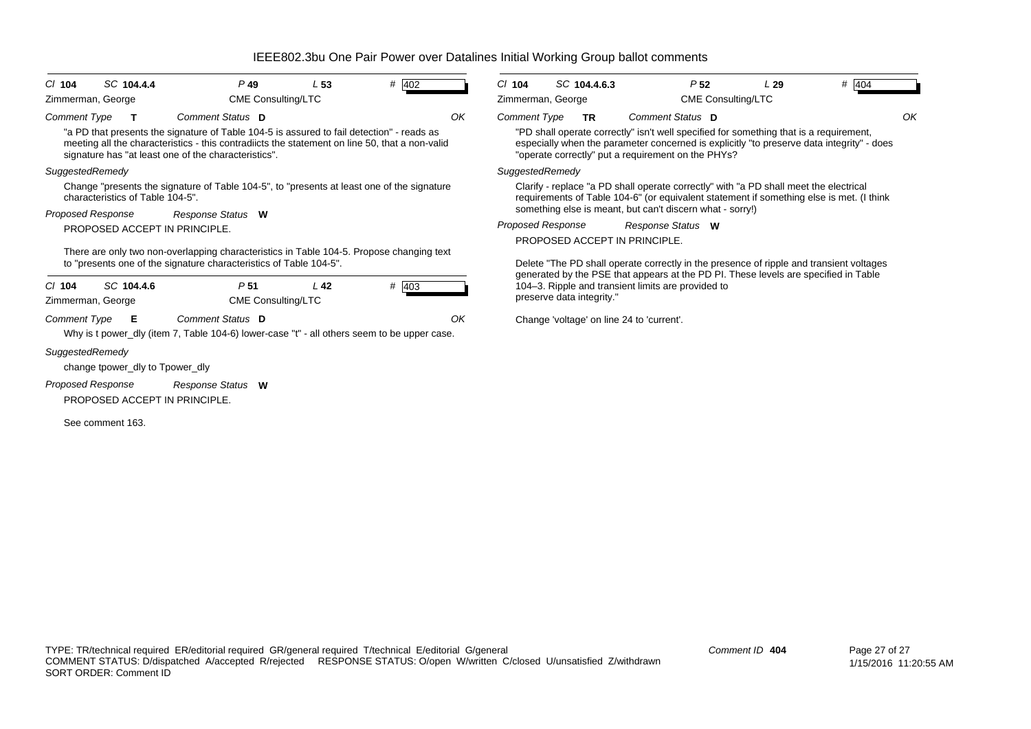# IEEE802.3bu One Pair Power over Datalines Initial Working Group ballot comments

Cl 104 SC 104.4.4 P 49 L 53 # 402

Zimmerman, George — CME Consulting/LTC

Comment Type T — Comment Status D — OK

"a PD that presents the signature of Table 104-5 is assured to fail detection" - reads as meeting all the characteristics - this contradiicts the statement on line 50, that a non-valid signature has "at least one of the characteristics".

*SuggestedRemedy*

Change "presents the signature of Table 104-5", to "presents at least one of the signature characteristics of Table 104-5".

*Proposed Response* — Response Status W

PROPOSED ACCEPT IN PRINCIPLE.

There are only two non-overlapping characteristics in Table 104-5. Propose changing text to "presents one of the signature characteristics of Table 104-5".

---

Cl 104 SC 104.4.6 P 51 L 42 # 403

Zimmerman, George — CME Consulting/LTC

Comment Type E — Comment Status D — OK

Why is t power_dly (item 7, Table 104-6) lower-case "t" - all others seem to be upper case.

*SuggestedRemedy*

change tpower_dly to Tpower_dly

*Proposed Response* — Response Status W

PROPOSED ACCEPT IN PRINCIPLE.

See comment 163.

---

Cl 104 SC 104.4.6.3 P 52 L 29 # 404

Zimmerman, George — CME Consulting/LTC

Comment Type TR — Comment Status D — OK

"PD shall operate correctly" isn't well specified for something that is a requirement, especially when the parameter concerned is explicitly "to preserve data integrity" - does "operate correctly" put a requirement on the PHYs?

*SuggestedRemedy*

Clarify - replace "a PD shall operate correctly" with "a PD shall meet the electrical requirements of Table 104-6" (or equivalent statement if something else is met. (I think something else is meant, but can't discern what - sorry!)

*Proposed Response* — Response Status W

PROPOSED ACCEPT IN PRINCIPLE.

Delete "The PD shall operate correctly in the presence of ripple and transient voltages generated by the PSE that appears at the PD PI. These levels are specified in Table 104–3. Ripple and transient limits are provided to preserve data integrity."

Change 'voltage' on line 24 to 'current'.

---

TYPE: TR/technical required ER/editorial required GR/general required T/technical E/editorial G/general
COMMENT STATUS: D/dispatched A/accepted R/rejected RESPONSE STATUS: O/open W/written C/closed U/unsatisfied Z/withdrawn
SORT ORDER: Comment ID